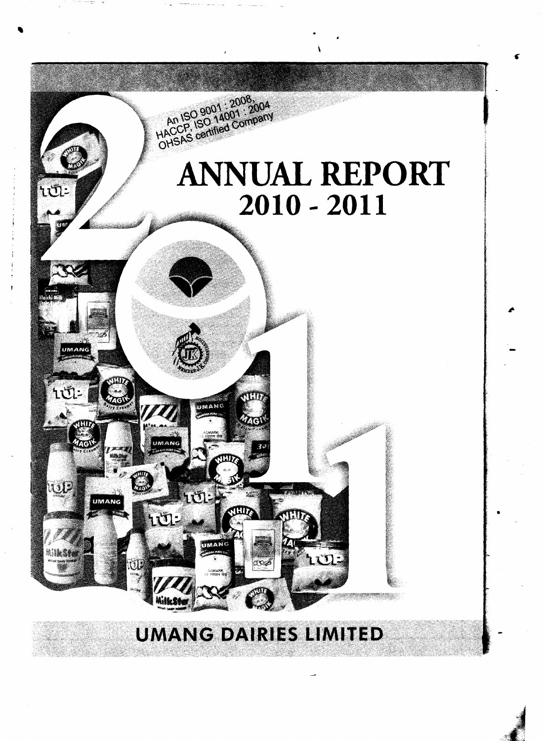An ISO 9001 : 2008, HACCP, ISO 14001 : 2004 OHSAS certified Company

# ANNUAL REPORT 2010 - 2011

## UMANG DAIRIES LIMITED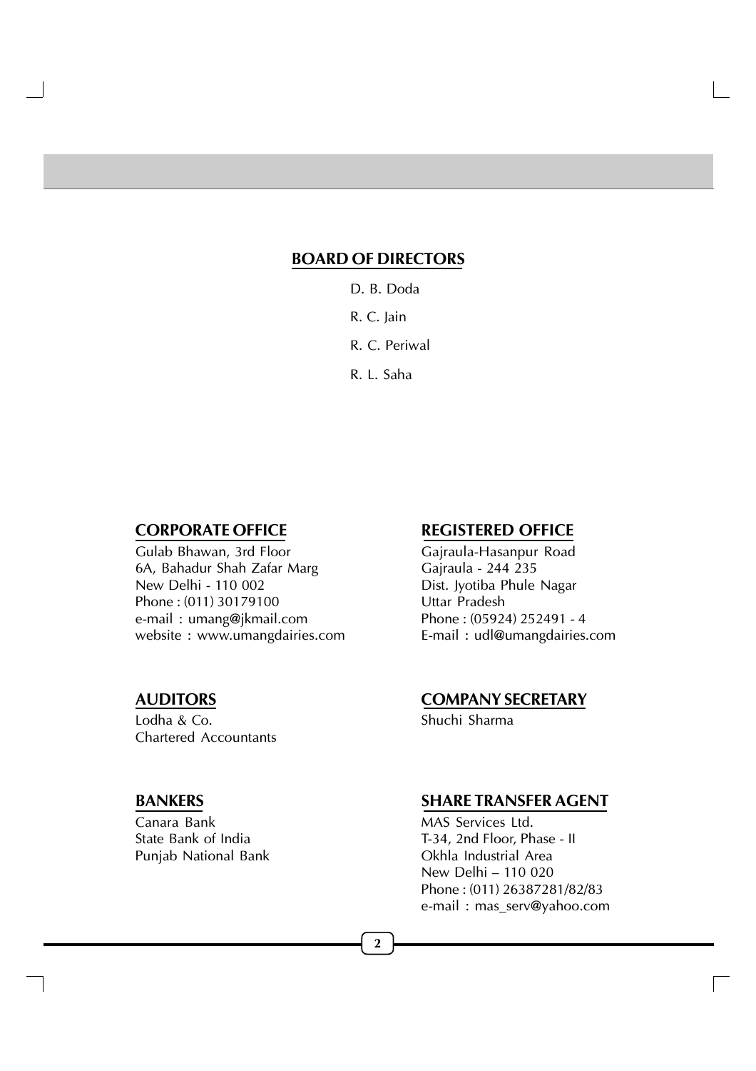## BOARD OF DIRECTORS

D. B. Doda

R. C. Jain

R. C. Periwal

R. L. Saha

## CORPORATE OFFICE

Gulab Bhawan, 3rd Floor
6A, Bahadur Shah Zafar Marg
New Delhi - 110 002
Phone : (011) 30179100
e-mail : umang@jkmail.com
website : www.umangdairies.com

## REGISTERED OFFICE

Gajraula-Hasanpur Road
Gajraula - 244 235
Dist. Jyotiba Phule Nagar
Uttar Pradesh
Phone : (05924) 252491 - 4
E-mail : udl@umangdairies.com

## AUDITORS

Lodha & Co.
Chartered Accountants

## COMPANY SECRETARY

Shuchi Sharma

## BANKERS

Canara Bank
State Bank of India
Punjab National Bank

## SHARE TRANSFER AGENT

MAS Services Ltd.
T-34, 2nd Floor, Phase - II
Okhla Industrial Area
New Delhi – 110 020
Phone : (011) 26387281/82/83
e-mail : mas_serv@yahoo.com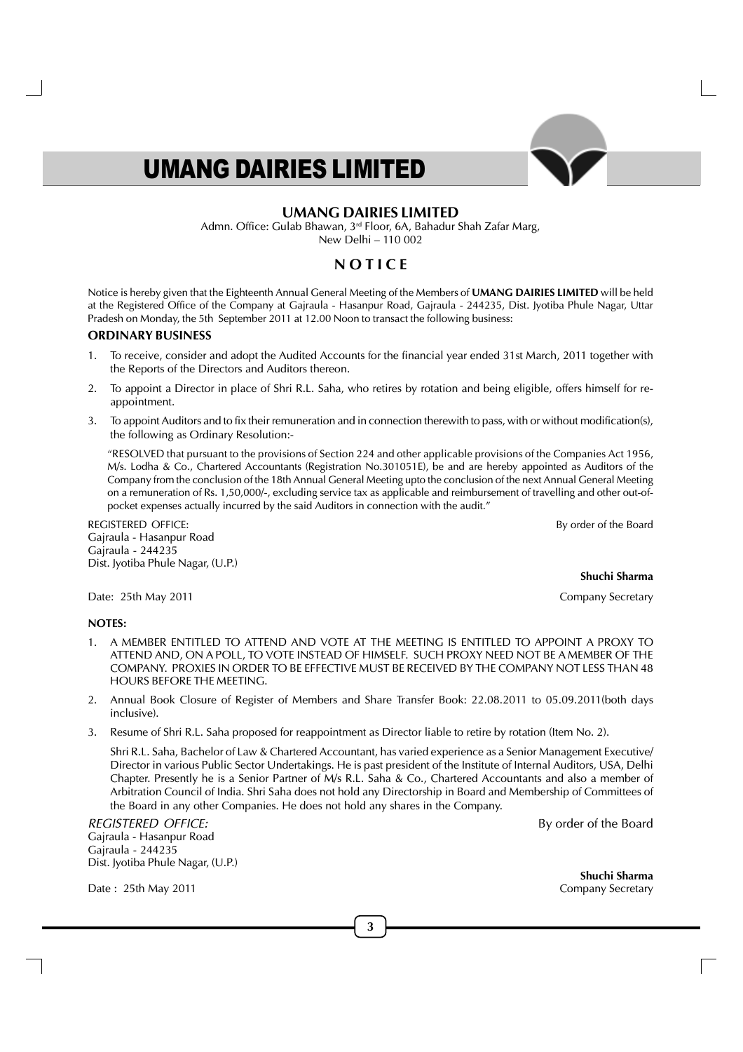# UMANG DAIRIES LIMITED

Admn. Office: Gulab Bhawan, 3rd Floor, 6A, Bahadur Shah Zafar Marg,
New Delhi – 110 002

## N O T I C E

Notice is hereby given that the Eighteenth Annual General Meeting of the Members of **UMANG DAIRIES LIMITED** will be held at the Registered Office of the Company at Gajraula - Hasanpur Road, Gajraula - 244235, Dist. Jyotiba Phule Nagar, Uttar Pradesh on Monday, the 5th September 2011 at 12.00 Noon to transact the following business:

### ORDINARY BUSINESS

1. To receive, consider and adopt the Audited Accounts for the financial year ended 31st March, 2011 together with the Reports of the Directors and Auditors thereon.
2. To appoint a Director in place of Shri R.L. Saha, who retires by rotation and being eligible, offers himself for re-appointment.
3. To appoint Auditors and to fix their remuneration and in connection therewith to pass, with or without modification(s), the following as Ordinary Resolution:-

   "RESOLVED that pursuant to the provisions of Section 224 and other applicable provisions of the Companies Act 1956, M/s. Lodha & Co., Chartered Accountants (Registration No.301051E), be and are hereby appointed as Auditors of the Company from the conclusion of the 18th Annual General Meeting upto the conclusion of the next Annual General Meeting on a remuneration of Rs. 1,50,000/-, excluding service tax as applicable and reimbursement of travelling and other out-of-pocket expenses actually incurred by the said Auditors in connection with the audit."

REGISTERED OFFICE:
Gajraula - Hasanpur Road
Gajraula - 244235
Dist. Jyotiba Phule Nagar, (U.P.)

Date: 25th May 2011

By order of the Board

**Shuchi Sharma**
Company Secretary

**NOTES:**

1. A MEMBER ENTITLED TO ATTEND AND VOTE AT THE MEETING IS ENTITLED TO APPOINT A PROXY TO ATTEND AND, ON A POLL, TO VOTE INSTEAD OF HIMSELF. SUCH PROXY NEED NOT BE A MEMBER OF THE COMPANY. PROXIES IN ORDER TO BE EFFECTIVE MUST BE RECEIVED BY THE COMPANY NOT LESS THAN 48 HOURS BEFORE THE MEETING.
2. Annual Book Closure of Register of Members and Share Transfer Book: 22.08.2011 to 05.09.2011(both days inclusive).
3. Resume of Shri R.L. Saha proposed for reappointment as Director liable to retire by rotation (Item No. 2).

   Shri R.L. Saha, Bachelor of Law & Chartered Accountant, has varied experience as a Senior Management Executive/ Director in various Public Sector Undertakings. He is past president of the Institute of Internal Auditors, USA, Delhi Chapter. Presently he is a Senior Partner of M/s R.L. Saha & Co., Chartered Accountants and also a member of Arbitration Council of India. Shri Saha does not hold any Directorship in Board and Membership of Committees of the Board in any other Companies. He does not hold any shares in the Company.

*REGISTERED OFFICE:*
Gajraula - Hasanpur Road
Gajraula - 244235
Dist. Jyotiba Phule Nagar, (U.P.)

Date : 25th May 2011

By order of the Board

**Shuchi Sharma**
Company Secretary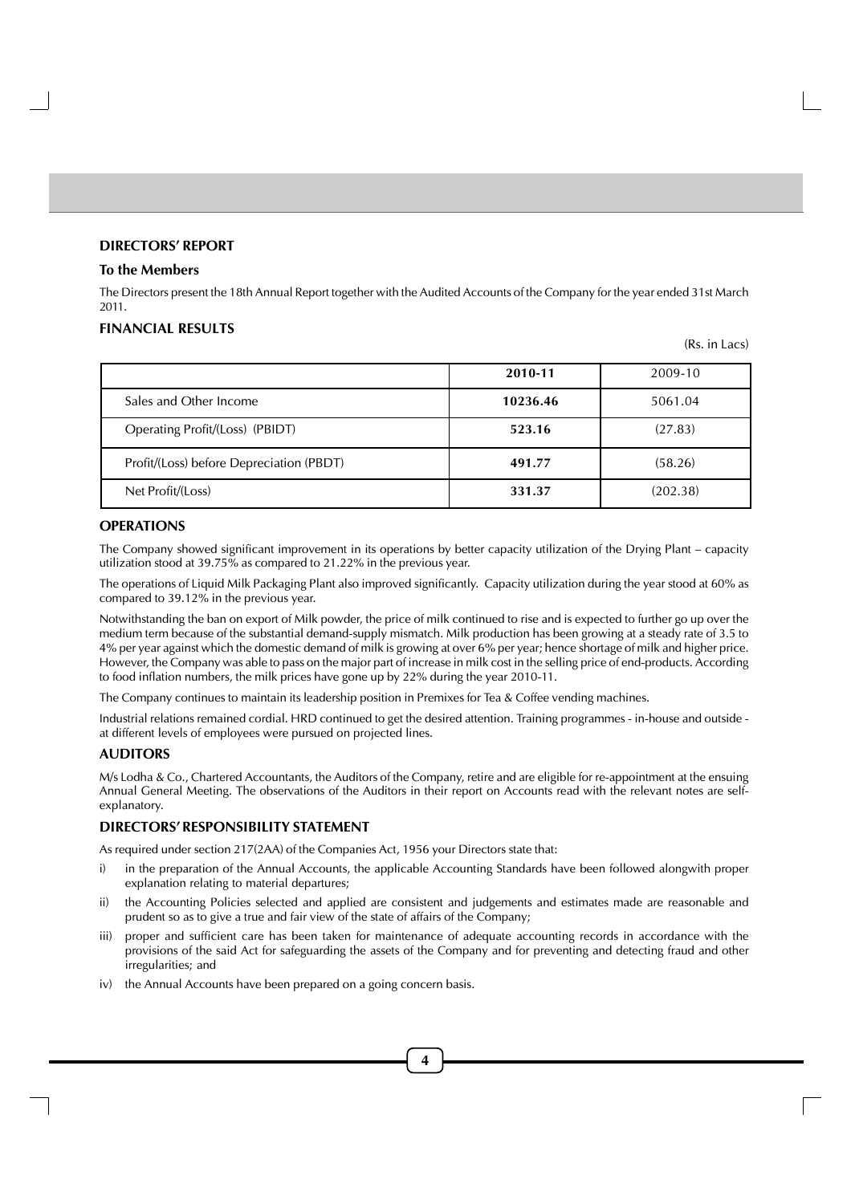## DIRECTORS' REPORT

### To the Members

The Directors present the 18th Annual Report together with the Audited Accounts of the Company for the year ended 31st March 2011.

### FINANCIAL RESULTS

(Rs. in Lacs)

| | 2010-11 | 2009-10 |
|---|---|---|
| Sales and Other Income | **10236.46** | 5061.04 |
| Operating Profit/(Loss) (PBIDT) | **523.16** | (27.83) |
| Profit/(Loss) before Depreciation (PBDT) | **491.77** | (58.26) |
| Net Profit/(Loss) | **331.37** | (202.38) |

### OPERATIONS

The Company showed significant improvement in its operations by better capacity utilization of the Drying Plant – capacity utilization stood at 39.75% as compared to 21.22% in the previous year.

The operations of Liquid Milk Packaging Plant also improved significantly. Capacity utilization during the year stood at 60% as compared to 39.12% in the previous year.

Notwithstanding the ban on export of Milk powder, the price of milk continued to rise and is expected to further go up over the medium term because of the substantial demand-supply mismatch. Milk production has been growing at a steady rate of 3.5 to 4% per year against which the domestic demand of milk is growing at over 6% per year; hence shortage of milk and higher price. However, the Company was able to pass on the major part of increase in milk cost in the selling price of end-products. According to food inflation numbers, the milk prices have gone up by 22% during the year 2010-11.

The Company continues to maintain its leadership position in Premixes for Tea & Coffee vending machines.

Industrial relations remained cordial. HRD continued to get the desired attention. Training programmes - in-house and outside - at different levels of employees were pursued on projected lines.

### AUDITORS

M/s Lodha & Co., Chartered Accountants, the Auditors of the Company, retire and are eligible for re-appointment at the ensuing Annual General Meeting. The observations of the Auditors in their report on Accounts read with the relevant notes are self-explanatory.

### DIRECTORS' RESPONSIBILITY STATEMENT

As required under section 217(2AA) of the Companies Act, 1956 your Directors state that:

i) in the preparation of the Annual Accounts, the applicable Accounting Standards have been followed alongwith proper explanation relating to material departures;

ii) the Accounting Policies selected and applied are consistent and judgements and estimates made are reasonable and prudent so as to give a true and fair view of the state of affairs of the Company;

iii) proper and sufficient care has been taken for maintenance of adequate accounting records in accordance with the provisions of the said Act for safeguarding the assets of the Company and for preventing and detecting fraud and other irregularities; and

iv) the Annual Accounts have been prepared on a going concern basis.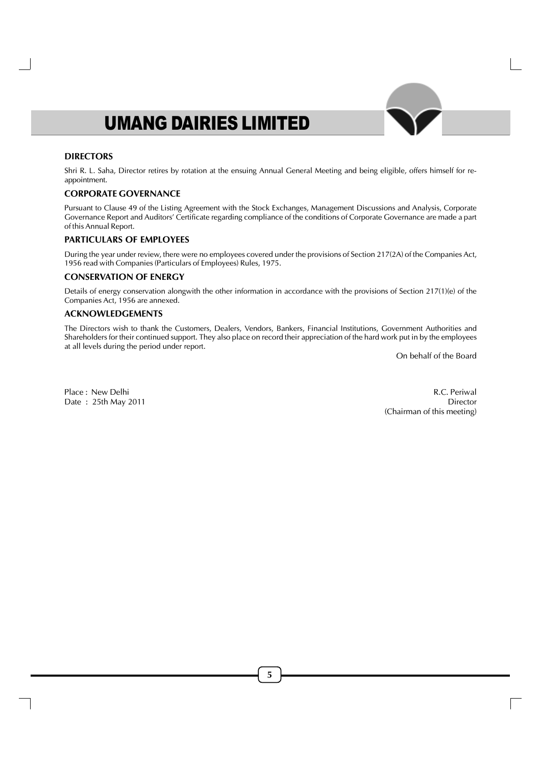## DIRECTORS

Shri R. L. Saha, Director retires by rotation at the ensuing Annual General Meeting and being eligible, offers himself for re-appointment.

## CORPORATE GOVERNANCE

Pursuant to Clause 49 of the Listing Agreement with the Stock Exchanges, Management Discussions and Analysis, Corporate Governance Report and Auditors' Certificate regarding compliance of the conditions of Corporate Governance are made a part of this Annual Report.

## PARTICULARS OF EMPLOYEES

During the year under review, there were no employees covered under the provisions of Section 217(2A) of the Companies Act, 1956 read with Companies (Particulars of Employees) Rules, 1975.

## CONSERVATION OF ENERGY

Details of energy conservation alongwith the other information in accordance with the provisions of Section 217(1)(e) of the Companies Act, 1956 are annexed.

## ACKNOWLEDGEMENTS

The Directors wish to thank the Customers, Dealers, Vendors, Bankers, Financial Institutions, Government Authorities and Shareholders for their continued support. They also place on record their appreciation of the hard work put in by the employees at all levels during the period under report.

On behalf of the Board

Place : New Delhi
Date : 25th May 2011

R.C. Periwal
Director
(Chairman of this meeting)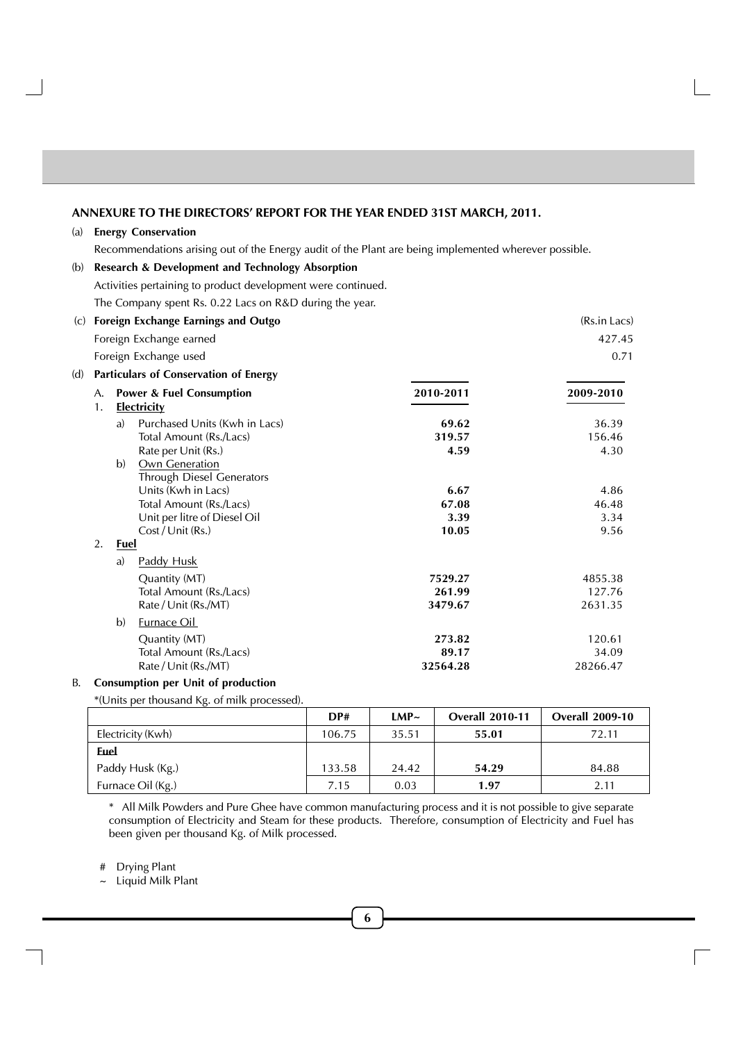## ANNEXURE TO THE DIRECTORS' REPORT FOR THE YEAR ENDED 31ST MARCH, 2011.

(a) **Energy Conservation**

Recommendations arising out of the Energy audit of the Plant are being implemented wherever possible.

(b) **Research & Development and Technology Absorption**

Activities pertaining to product development were continued.

The Company spent Rs. 0.22 Lacs on R&D during the year.

(c) **Foreign Exchange Earnings and Outgo**

| | (Rs.in Lacs) |
|---|---|
| Foreign Exchange earned | 427.45 |
| Foreign Exchange used | 0.71 |

(d) **Particulars of Conservation of Energy**

| | 2010-2011 | 2009-2010 |
|---|---|---|
| **A. Power & Fuel Consumption** | | |
| **1. Electricity** | | |
| a) Purchased Units (Kwh in Lacs) | **69.62** | 36.39 |
| Total Amount (Rs./Lacs) | **319.57** | 156.46 |
| Rate per Unit (Rs.) | **4.59** | 4.30 |
| b) Own Generation | | |
| Through Diesel Generators | | |
| Units (Kwh in Lacs) | **6.67** | 4.86 |
| Total Amount (Rs./Lacs) | **67.08** | 46.48 |
| Unit per litre of Diesel Oil | **3.39** | 3.34 |
| Cost / Unit (Rs.) | **10.05** | 9.56 |
| **2. Fuel** | | |
| a) Paddy Husk | | |
| Quantity (MT) | **7529.27** | 4855.38 |
| Total Amount (Rs./Lacs) | **261.99** | 127.76 |
| Rate / Unit (Rs./MT) | **3479.67** | 2631.35 |
| b) Furnace Oil | | |
| Quantity (MT) | **273.82** | 120.61 |
| Total Amount (Rs./Lacs) | **89.17** | 34.09 |
| Rate / Unit (Rs./MT) | **32564.28** | 28266.47 |

B. **Consumption per Unit of production**

*(Units per thousand Kg. of milk processed).

| | DP# | LMP~ | Overall 2010-11 | Overall 2009-10 |
|---|---|---|---|---|
| Electricity (Kwh) | 106.75 | 35.51 | **55.01** | 72.11 |
| **Fuel** | | | | |
| Paddy Husk (Kg.) | 133.58 | 24.42 | **54.29** | 84.88 |
| Furnace Oil (Kg.) | 7.15 | 0.03 | **1.97** | 2.11 |

\* All Milk Powders and Pure Ghee have common manufacturing process and it is not possible to give separate consumption of Electricity and Steam for these products. Therefore, consumption of Electricity and Fuel has been given per thousand Kg. of Milk processed.

\# Drying Plant

~ Liquid Milk Plant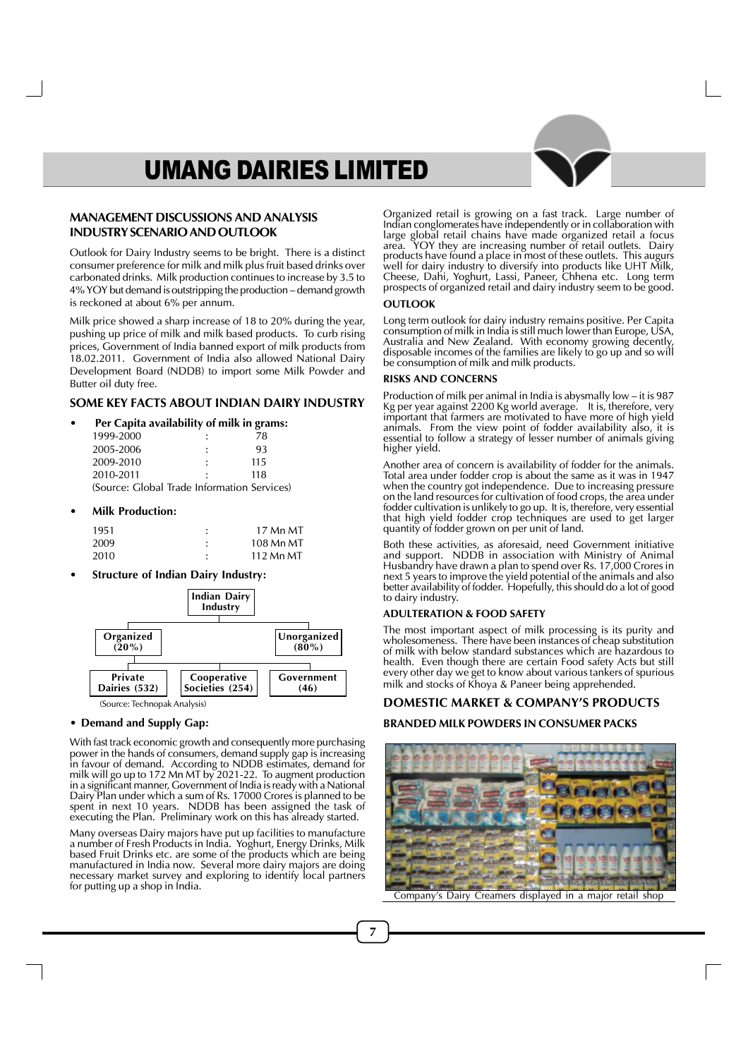## MANAGEMENT DISCUSSIONS AND ANALYSIS INDUSTRY SCENARIO AND OUTLOOK

Outlook for Dairy Industry seems to be bright. There is a distinct consumer preference for milk and milk plus fruit based drinks over carbonated drinks. Milk production continues to increase by 3.5 to 4% YOY but demand is outstripping the production – demand growth is reckoned at about 6% per annum.

Milk price showed a sharp increase of 18 to 20% during the year, pushing up price of milk and milk based products. To curb rising prices, Government of India banned export of milk products from 18.02.2011. Government of India also allowed National Dairy Development Board (NDDB) to import some Milk Powder and Butter oil duty free.

## SOME KEY FACTS ABOUT INDIAN DAIRY INDUSTRY

- **Per Capita availability of milk in grams:**

| | | |
|---|---|---|
| 1999-2000 | : | 78 |
| 2005-2006 | : | 93 |
| 2009-2010 | : | 115 |
| 2010-2011 | : | 118 |

(Source: Global Trade Information Services)

- **Milk Production:**

| | | |
|---|---|---|
| 1951 | : | 17 Mn MT |
| 2009 | : | 108 Mn MT |
| 2010 | : | 112 Mn MT |

- **Structure of Indian Dairy Industry:**

Indian Dairy Industry
- Organized (20%)
  - Private Dairies (532)
  - Cooperative Societies (254)
  - Government (46)
- Unorganized (80%)

(Source: Technopak Analysis)

- **Demand and Supply Gap:**

With fast track economic growth and consequently more purchasing power in the hands of consumers, demand supply gap is increasing in favour of demand. According to NDDB estimates, demand for milk will go up to 172 Mn MT by 2021-22. To augment production in a significant manner, Government of India is ready with a National Dairy Plan under which a sum of Rs. 17000 Crores is planned to be spent in next 10 years. NDDB has been assigned the task of executing the Plan. Preliminary work on this has already started.

Many overseas Dairy majors have put up facilities to manufacture a number of Fresh Products in India. Yoghurt, Energy Drinks, Milk based Fruit Drinks etc. are some of the products which are being manufactured in India now. Several more dairy majors are doing necessary market survey and exploring to identify local partners for putting up a shop in India.

Organized retail is growing on a fast track. Large number of Indian conglomerates have independently or in collaboration with large global retail chains have made organized retail a focus area. YOY they are increasing number of retail outlets. Dairy products have found a place in most of these outlets. This augurs well for dairy industry to diversify into products like UHT Milk, Cheese, Dahi, Yoghurt, Lassi, Paneer, Chhena etc. Long term prospects of organized retail and dairy industry seem to be good.

### OUTLOOK

Long term outlook for dairy industry remains positive. Per Capita consumption of milk in India is still much lower than Europe, USA, Australia and New Zealand. With economy growing decently, disposable incomes of the families are likely to go up and so will be consumption of milk and milk products.

### RISKS AND CONCERNS

Production of milk per animal in India is abysmally low – it is 987 Kg per year against 2200 Kg world average. It is, therefore, very important that farmers are motivated to have more of high yield animals. From the view point of fodder availability also, it is essential to follow a strategy of lesser number of animals giving higher yield.

Another area of concern is availability of fodder for the animals. Total area under fodder crop is about the same as it was in 1947 when the country got independence. Due to increasing pressure on the land resources for cultivation of food crops, the area under fodder cultivation is unlikely to go up. It is, therefore, very essential that high yield fodder crop techniques are used to get larger quantity of fodder grown on per unit of land.

Both these activities, as aforesaid, need Government initiative and support. NDDB in association with Ministry of Animal Husbandry have drawn a plan to spend over Rs. 17,000 Crores in next 5 years to improve the yield potential of the animals and also better availability of fodder. Hopefully, this should do a lot of good to dairy industry.

### ADULTERATION & FOOD SAFETY

The most important aspect of milk processing is its purity and wholesomeness. There have been instances of cheap substitution of milk with below standard substances which are hazardous to health. Even though there are certain Food safety Acts but still every other day we get to know about various tankers of spurious milk and stocks of Khoya & Paneer being apprehended.

## DOMESTIC MARKET & COMPANY'S PRODUCTS

### BRANDED MILK POWDERS IN CONSUMER PACKS

Company's Dairy Creamers displayed in a major retail shop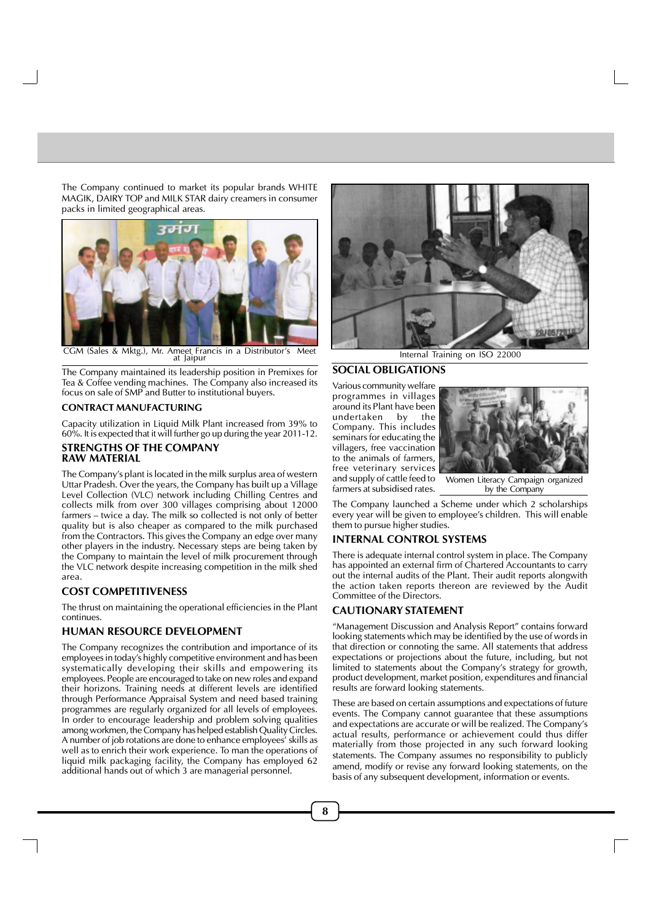The Company continued to market its popular brands WHITE MAGIK, DAIRY TOP and MILK STAR dairy creamers in consumer packs in limited geographical areas.

CGM (Sales & Mktg.), Mr. Ameet Francis in a Distributor's Meet at Jaipur

The Company maintained its leadership position in Premixes for Tea & Coffee vending machines. The Company also increased its focus on sale of SMP and Butter to institutional buyers.

### CONTRACT MANUFACTURING

Capacity utilization in Liquid Milk Plant increased from 39% to 60%. It is expected that it will further go up during the year 2011-12.

### STRENGTHS OF THE COMPANY

### RAW MATERIAL

The Company's plant is located in the milk surplus area of western Uttar Pradesh. Over the years, the Company has built up a Village Level Collection (VLC) network including Chilling Centres and collects milk from over 300 villages comprising about 12000 farmers – twice a day. The milk so collected is not only of better quality but is also cheaper as compared to the milk purchased from the Contractors. This gives the Company an edge over many other players in the industry. Necessary steps are being taken by the Company to maintain the level of milk procurement through the VLC network despite increasing competition in the milk shed area.

### COST COMPETITIVENESS

The thrust on maintaining the operational efficiencies in the Plant continues.

### HUMAN RESOURCE DEVELOPMENT

The Company recognizes the contribution and importance of its employees in today's highly competitive environment and has been systematically developing their skills and empowering its employees. People are encouraged to take on new roles and expand their horizons. Training needs at different levels are identified through Performance Appraisal System and need based training programmes are regularly organized for all levels of employees. In order to encourage leadership and problem solving qualities among workmen, the Company has helped establish Quality Circles. A number of job rotations are done to enhance employees' skills as well as to enrich their work experience. To man the operations of liquid milk packaging facility, the Company has employed 62 additional hands out of which 3 are managerial personnel.

Internal Training on ISO 22000

### SOCIAL OBLIGATIONS

Various community welfare programmes in villages around its Plant have been undertaken by the Company. This includes seminars for educating the villagers, free vaccination to the animals of farmers, free veterinary services and supply of cattle feed to farmers at subsidised rates.

Women Literacy Campaign organized by the Company

The Company launched a Scheme under which 2 scholarships every year will be given to employee's children. This will enable them to pursue higher studies.

### INTERNAL CONTROL SYSTEMS

There is adequate internal control system in place. The Company has appointed an external firm of Chartered Accountants to carry out the internal audits of the Plant. Their audit reports alongwith the action taken reports thereon are reviewed by the Audit Committee of the Directors.

### CAUTIONARY STATEMENT

"Management Discussion and Analysis Report" contains forward looking statements which may be identified by the use of words in that direction or connoting the same. All statements that address expectations or projections about the future, including, but not limited to statements about the Company's strategy for growth, product development, market position, expenditures and financial results are forward looking statements.

These are based on certain assumptions and expectations of future events. The Company cannot guarantee that these assumptions and expectations are accurate or will be realized. The Company's actual results, performance or achievement could thus differ materially from those projected in any such forward looking statements. The Company assumes no responsibility to publicly amend, modify or revise any forward looking statements, on the basis of any subsequent development, information or events.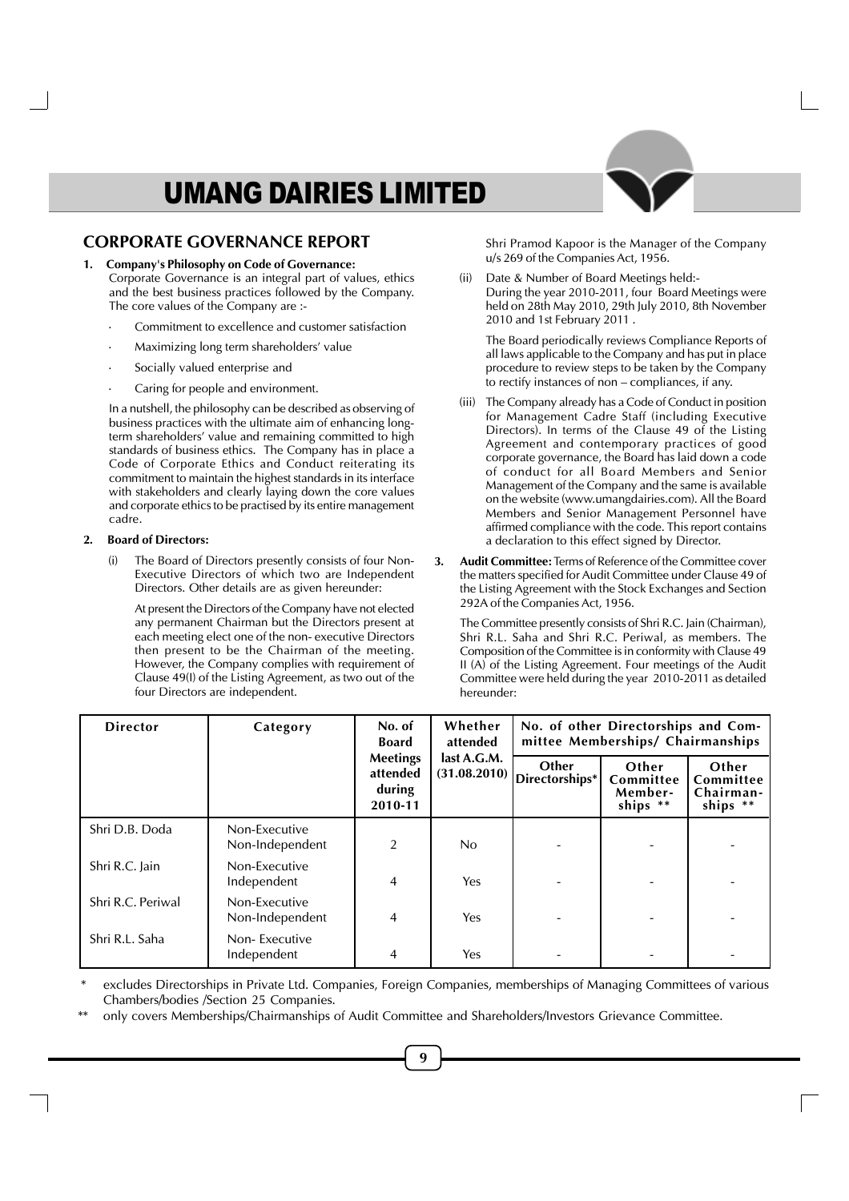# UMANG DAIRIES LIMITED

## CORPORATE GOVERNANCE REPORT

**1. Company's Philosophy on Code of Governance:**

Corporate Governance is an integral part of values, ethics and the best business practices followed by the Company. The core values of the Company are :-

- Commitment to excellence and customer satisfaction
- Maximizing long term shareholders' value
- Socially valued enterprise and
- Caring for people and environment.

In a nutshell, the philosophy can be described as observing of business practices with the ultimate aim of enhancing long-term shareholders' value and remaining committed to high standards of business ethics. The Company has in place a Code of Corporate Ethics and Conduct reiterating its commitment to maintain the highest standards in its interface with stakeholders and clearly laying down the core values and corporate ethics to be practised by its entire management cadre.

**2. Board of Directors:**

(i) The Board of Directors presently consists of four Non-Executive Directors of which two are Independent Directors. Other details are as given hereunder:

At present the Directors of the Company have not elected any permanent Chairman but the Directors present at each meeting elect one of the non- executive Directors then present to be the Chairman of the meeting. However, the Company complies with requirement of Clause 49(I) of the Listing Agreement, as two out of the four Directors are independent.

Shri Pramod Kapoor is the Manager of the Company u/s 269 of the Companies Act, 1956.

(ii) Date & Number of Board Meetings held:-
During the year 2010-2011, four Board Meetings were held on 28th May 2010, 29th July 2010, 8th November 2010 and 1st February 2011 .

The Board periodically reviews Compliance Reports of all laws applicable to the Company and has put in place procedure to review steps to be taken by the Company to rectify instances of non – compliances, if any.

(iii) The Company already has a Code of Conduct in position for Management Cadre Staff (including Executive Directors). In terms of the Clause 49 of the Listing Agreement and contemporary practices of good corporate governance, the Board has laid down a code of conduct for all Board Members and Senior Management of the Company and the same is available on the website (www.umangdairies.com). All the Board Members and Senior Management Personnel have affirmed compliance with the code. This report contains a declaration to this effect signed by Director.

**3. Audit Committee:** Terms of Reference of the Committee cover the matters specified for Audit Committee under Clause 49 of the Listing Agreement with the Stock Exchanges and Section 292A of the Companies Act, 1956.

The Committee presently consists of Shri R.C. Jain (Chairman), Shri R.L. Saha and Shri R.C. Periwal, as members. The Composition of the Committee is in conformity with Clause 49 II (A) of the Listing Agreement. Four meetings of the Audit Committee were held during the year 2010-2011 as detailed hereunder:

| Director | Category | No. of Board Meetings attended during 2010-11 | Whether attended last A.G.M. (31.08.2010) | No. of other Directorships and Committee Memberships/ Chairmanships | | |
|---|---|---|---|---|---|---|
| | | | | Other Directorships* | Other Committee Member-ships ** | Other Committee Chairman-ships ** |
| Shri D.B. Doda | Non-Executive Non-Independent | 2 | No | - | - | - |
| Shri R.C. Jain | Non-Executive Independent | 4 | Yes | - | - | - |
| Shri R.C. Periwal | Non-Executive Non-Independent | 4 | Yes | - | - | - |
| Shri R.L. Saha | Non- Executive Independent | 4 | Yes | - | - | - |

\* excludes Directorships in Private Ltd. Companies, Foreign Companies, memberships of Managing Committees of various Chambers/bodies /Section 25 Companies.

\*\* only covers Memberships/Chairmanships of Audit Committee and Shareholders/Investors Grievance Committee.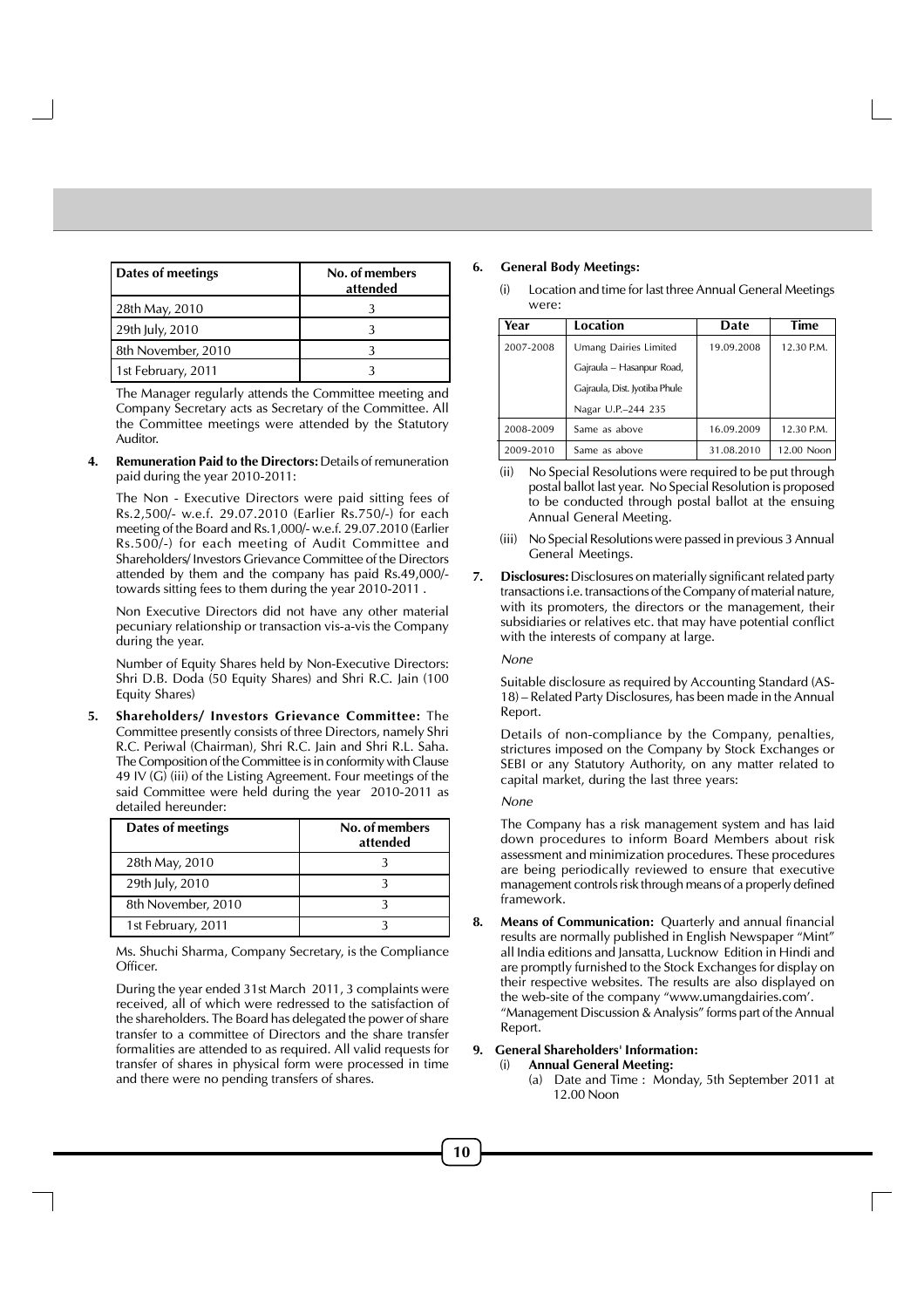| Dates of meetings | No. of members attended |
|---|---|
| 28th May, 2010 | 3 |
| 29th July, 2010 | 3 |
| 8th November, 2010 | 3 |
| 1st February, 2011 | 3 |

The Manager regularly attends the Committee meeting and Company Secretary acts as Secretary of the Committee. All the Committee meetings were attended by the Statutory Auditor.

**4. Remuneration Paid to the Directors:** Details of remuneration paid during the year 2010-2011:

The Non - Executive Directors were paid sitting fees of Rs.2,500/- w.e.f. 29.07.2010 (Earlier Rs.750/-) for each meeting of the Board and Rs.1,000/- w.e.f. 29.07.2010 (Earlier Rs.500/-) for each meeting of Audit Committee and Shareholders/ Investors Grievance Committee of the Directors attended by them and the company has paid Rs.49,000/- towards sitting fees to them during the year 2010-2011 .

Non Executive Directors did not have any other material pecuniary relationship or transaction vis-a-vis the Company during the year.

Number of Equity Shares held by Non-Executive Directors: Shri D.B. Doda (50 Equity Shares) and Shri R.C. Jain (100 Equity Shares)

**5. Shareholders/ Investors Grievance Committee:** The Committee presently consists of three Directors, namely Shri R.C. Periwal (Chairman), Shri R.C. Jain and Shri R.L. Saha. The Composition of the Committee is in conformity with Clause 49 IV (G) (iii) of the Listing Agreement. Four meetings of the said Committee were held during the year 2010-2011 as detailed hereunder:

| Dates of meetings | No. of members attended |
|---|---|
| 28th May, 2010 | 3 |
| 29th July, 2010 | 3 |
| 8th November, 2010 | 3 |
| 1st February, 2011 | 3 |

Ms. Shuchi Sharma, Company Secretary, is the Compliance Officer.

During the year ended 31st March 2011, 3 complaints were received, all of which were redressed to the satisfaction of the shareholders. The Board has delegated the power of share transfer to a committee of Directors and the share transfer formalities are attended to as required. All valid requests for transfer of shares in physical form were processed in time and there were no pending transfers of shares.

**6. General Body Meetings:**

(i) Location and time for last three Annual General Meetings were:

| Year | Location | Date | Time |
|---|---|---|---|
| 2007-2008 | Umang Dairies Limited Gajraula – Hasanpur Road, Gajraula, Dist. Jyotiba Phule Nagar U.P.–244 235 | 19.09.2008 | 12.30 P.M. |
| 2008-2009 | Same as above | 16.09.2009 | 12.30 P.M. |
| 2009-2010 | Same as above | 31.08.2010 | 12.00 Noon |

(ii) No Special Resolutions were required to be put through postal ballot last year. No Special Resolution is proposed to be conducted through postal ballot at the ensuing Annual General Meeting.

(iii) No Special Resolutions were passed in previous 3 Annual General Meetings.

**7. Disclosures:** Disclosures on materially significant related party transactions i.e. transactions of the Company of material nature, with its promoters, the directors or the management, their subsidiaries or relatives etc. that may have potential conflict with the interests of company at large.

*None*

Suitable disclosure as required by Accounting Standard (AS-18) – Related Party Disclosures, has been made in the Annual Report.

Details of non-compliance by the Company, penalties, strictures imposed on the Company by Stock Exchanges or SEBI or any Statutory Authority, on any matter related to capital market, during the last three years:

*None*

The Company has a risk management system and has laid down procedures to inform Board Members about risk assessment and minimization procedures. These procedures are being periodically reviewed to ensure that executive management controls risk through means of a properly defined framework.

**8. Means of Communication:** Quarterly and annual financial results are normally published in English Newspaper "Mint" all India editions and Jansatta, Lucknow Edition in Hindi and are promptly furnished to the Stock Exchanges for display on their respective websites. The results are also displayed on the web-site of the company "www.umangdairies.com". "Management Discussion & Analysis" forms part of the Annual Report.

**9. General Shareholders' Information:**

(i) **Annual General Meeting:**

(a) Date and Time : Monday, 5th September 2011 at 12.00 Noon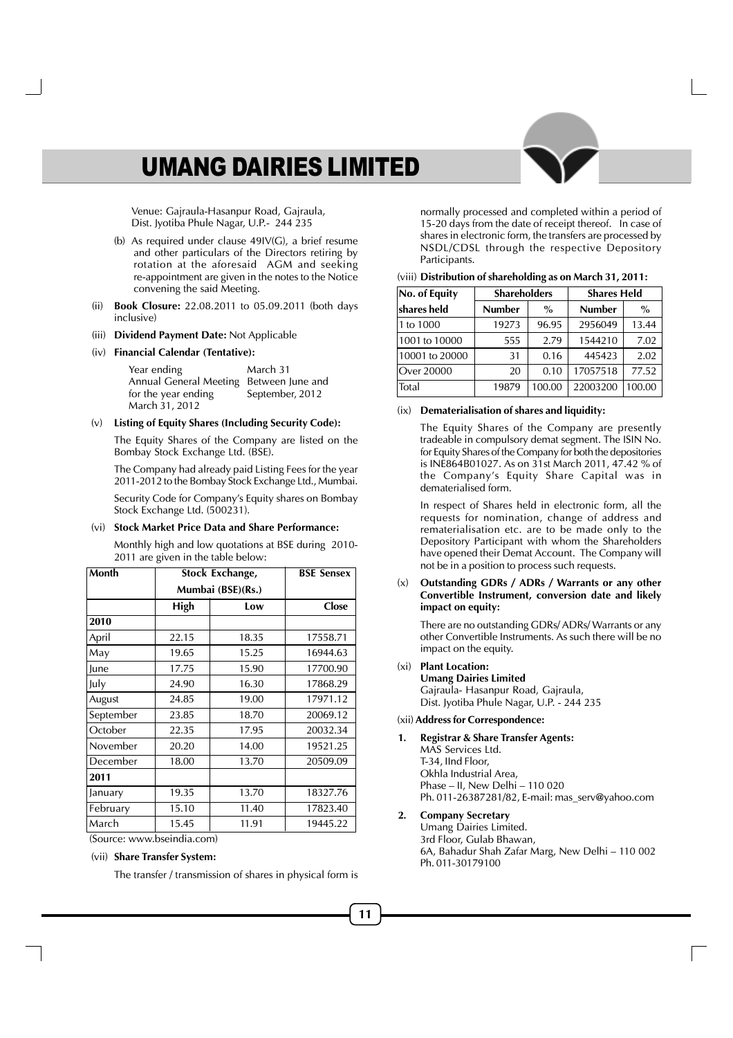Venue: Gajraula-Hasanpur Road, Gajraula, Dist. Jyotiba Phule Nagar, U.P.- 244 235

(b) As required under clause 49IV(G), a brief resume and other particulars of the Directors retiring by rotation at the aforesaid AGM and seeking re-appointment are given in the notes to the Notice convening the said Meeting.

(ii) **Book Closure:** 22.08.2011 to 05.09.2011 (both days inclusive)

(iii) **Dividend Payment Date:** Not Applicable

(iv) **Financial Calendar (Tentative):**

| | |
|---|---|
| Year ending | March 31 |
| Annual General Meeting for the year ending March 31, 2012 | Between June and September, 2012 |

(v) **Listing of Equity Shares (Including Security Code):**

The Equity Shares of the Company are listed on the Bombay Stock Exchange Ltd. (BSE).

The Company had already paid Listing Fees for the year 2011-2012 to the Bombay Stock Exchange Ltd., Mumbai.

Security Code for Company's Equity shares on Bombay Stock Exchange Ltd. (500231).

(vi) **Stock Market Price Data and Share Performance:**

Monthly high and low quotations at BSE during 2010-2011 are given in the table below:

| Month | Stock Exchange, Mumbai (BSE)(Rs.) | | BSE Sensex |
|---|---|---|---|
| | High | Low | Close |
| **2010** | | | |
| April | 22.15 | 18.35 | 17558.71 |
| May | 19.65 | 15.25 | 16944.63 |
| June | 17.75 | 15.90 | 17700.90 |
| July | 24.90 | 16.30 | 17868.29 |
| August | 24.85 | 19.00 | 17971.12 |
| September | 23.85 | 18.70 | 20069.12 |
| October | 22.35 | 17.95 | 20032.34 |
| November | 20.20 | 14.00 | 19521.25 |
| December | 18.00 | 13.70 | 20509.09 |
| **2011** | | | |
| January | 19.35 | 13.70 | 18327.76 |
| February | 15.10 | 11.40 | 17823.40 |
| March | 15.45 | 11.91 | 19445.22 |

(Source: www.bseindia.com)

(vii) **Share Transfer System:**

The transfer / transmission of shares in physical form is normally processed and completed within a period of 15-20 days from the date of receipt thereof. In case of shares in electronic form, the transfers are processed by NSDL/CDSL through the respective Depository Participants.

(viii) **Distribution of shareholding as on March 31, 2011:**

| No. of Equity shares held | Shareholders | | Shares Held | |
|---|---|---|---|---|
| | Number | % | Number | % |
| 1 to 1000 | 19273 | 96.95 | 2956049 | 13.44 |
| 1001 to 10000 | 555 | 2.79 | 1544210 | 7.02 |
| 10001 to 20000 | 31 | 0.16 | 445423 | 2.02 |
| Over 20000 | 20 | 0.10 | 17057518 | 77.52 |
| Total | 19879 | 100.00 | 22003200 | 100.00 |

(ix) **Dematerialisation of shares and liquidity:**

The Equity Shares of the Company are presently tradeable in compulsory demat segment. The ISIN No. for Equity Shares of the Company for both the depositories is INE864B01027. As on 31st March 2011, 47.42 % of the Company's Equity Share Capital was in dematerialised form.

In respect of Shares held in electronic form, all the requests for nomination, change of address and rematerialisation etc. are to be made only to the Depository Participant with whom the Shareholders have opened their Demat Account. The Company will not be in a position to process such requests.

(x) **Outstanding GDRs / ADRs / Warrants or any other Convertible Instrument, conversion date and likely impact on equity:**

There are no outstanding GDRs/ ADRs/ Warrants or any other Convertible Instruments. As such there will be no impact on the equity.

(xi) **Plant Location:**
**Umang Dairies Limited**
Gajraula- Hasanpur Road, Gajraula,
Dist. Jyotiba Phule Nagar, U.P. - 244 235

(xii) **Address for Correspondence:**

1. **Registrar & Share Transfer Agents:**
MAS Services Ltd.
T-34, IInd Floor,
Okhla Industrial Area,
Phase – II, New Delhi – 110 020
Ph. 011-26387281/82, E-mail: mas_serv@yahoo.com

2. **Company Secretary**
Umang Dairies Limited.
3rd Floor, Gulab Bhawan,
6A, Bahadur Shah Zafar Marg, New Delhi – 110 002
Ph. 011-30179100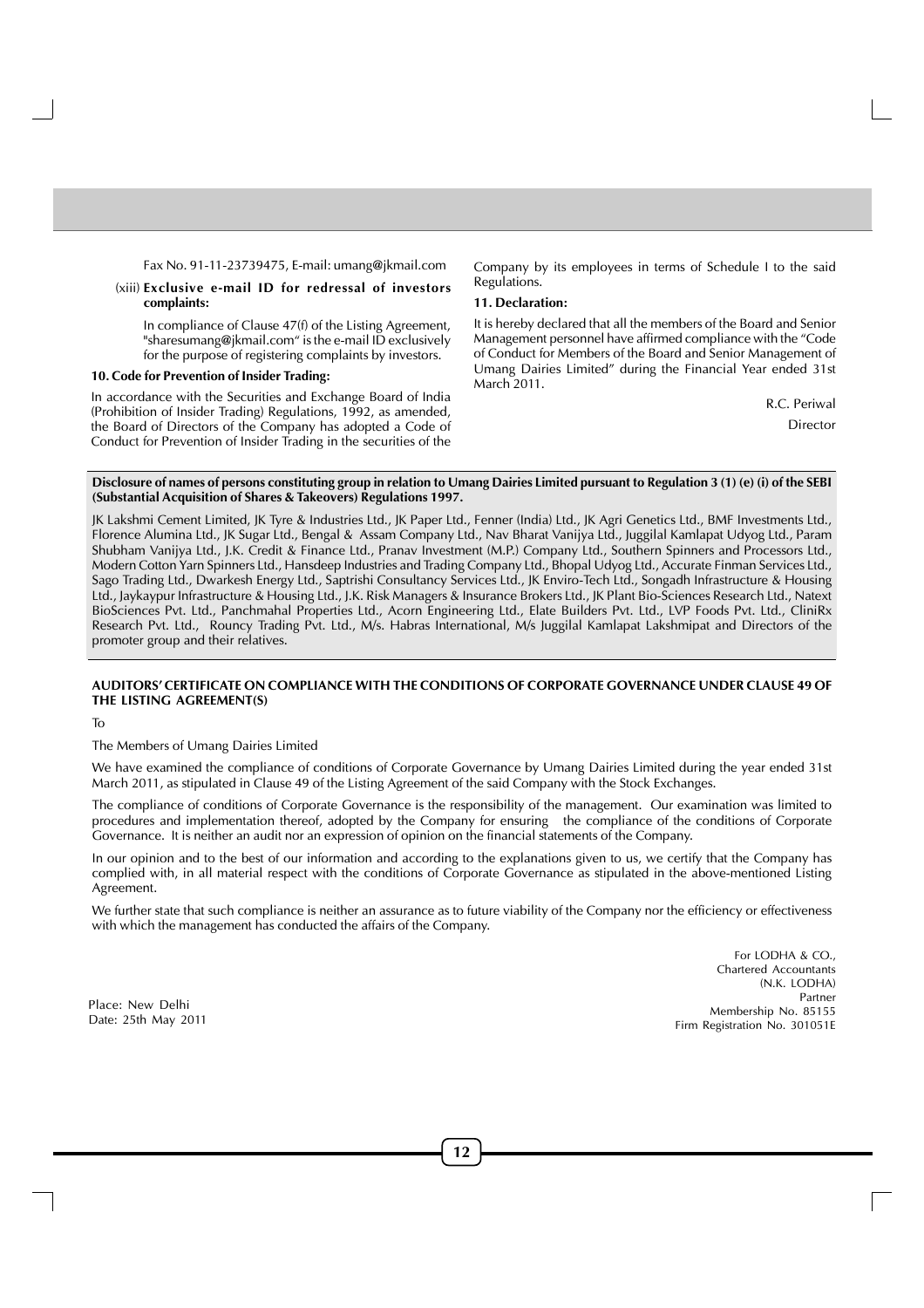Fax No. 91-11-23739475, E-mail: umang@jkmail.com

(xiii) **Exclusive e-mail ID for redressal of investors complaints:**

In compliance of Clause 47(f) of the Listing Agreement, "sharesumang@jkmail.com" is the e-mail ID exclusively for the purpose of registering complaints by investors.

**10. Code for Prevention of Insider Trading:**

In accordance with the Securities and Exchange Board of India (Prohibition of Insider Trading) Regulations, 1992, as amended, the Board of Directors of the Company has adopted a Code of Conduct for Prevention of Insider Trading in the securities of the Company by its employees in terms of Schedule I to the said Regulations.

**11. Declaration:**

It is hereby declared that all the members of the Board and Senior Management personnel have affirmed compliance with the "Code of Conduct for Members of the Board and Senior Management of Umang Dairies Limited" during the Financial Year ended 31st March 2011.

R.C. Periwal
Director

**Disclosure of names of persons constituting group in relation to Umang Dairies Limited pursuant to Regulation 3 (1) (e) (i) of the SEBI (Substantial Acquisition of Shares & Takeovers) Regulations 1997.**

JK Lakshmi Cement Limited, JK Tyre & Industries Ltd., JK Paper Ltd., Fenner (India) Ltd., JK Agri Genetics Ltd., BMF Investments Ltd., Florence Alumina Ltd., JK Sugar Ltd., Bengal & Assam Company Ltd., Nav Bharat Vanijya Ltd., Juggilal Kamlapat Udyog Ltd., Param Shubham Vanijya Ltd., J.K. Credit & Finance Ltd., Pranav Investment (M.P.) Company Ltd., Southern Spinners and Processors Ltd., Modern Cotton Yarn Spinners Ltd., Hansdeep Industries and Trading Company Ltd., Bhopal Udyog Ltd., Accurate Finman Services Ltd., Sago Trading Ltd., Dwarkesh Energy Ltd., Saptrishi Consultancy Services Ltd., JK Enviro-Tech Ltd., Songadh Infrastructure & Housing Ltd., Jaykaypur Infrastructure & Housing Ltd., J.K. Risk Managers & Insurance Brokers Ltd., JK Plant Bio-Sciences Research Ltd., Natext BioSciences Pvt. Ltd., Panchmahal Properties Ltd., Acorn Engineering Ltd., Elate Builders Pvt. Ltd., LVP Foods Pvt. Ltd., CliniRx Research Pvt. Ltd., Rouncy Trading Pvt. Ltd., M/s. Habras International, M/s Juggilal Kamlapat Lakshmipat and Directors of the promoter group and their relatives.

**AUDITORS' CERTIFICATE ON COMPLIANCE WITH THE CONDITIONS OF CORPORATE GOVERNANCE UNDER CLAUSE 49 OF THE LISTING AGREEMENT(S)**

To

The Members of Umang Dairies Limited

We have examined the compliance of conditions of Corporate Governance by Umang Dairies Limited during the year ended 31st March 2011, as stipulated in Clause 49 of the Listing Agreement of the said Company with the Stock Exchanges.

The compliance of conditions of Corporate Governance is the responsibility of the management. Our examination was limited to procedures and implementation thereof, adopted by the Company for ensuring the compliance of the conditions of Corporate Governance. It is neither an audit nor an expression of opinion on the financial statements of the Company.

In our opinion and to the best of our information and according to the explanations given to us, we certify that the Company has complied with, in all material respect with the conditions of Corporate Governance as stipulated in the above-mentioned Listing Agreement.

We further state that such compliance is neither an assurance as to future viability of the Company nor the efficiency or effectiveness with which the management has conducted the affairs of the Company.

For LODHA & CO.,
Chartered Accountants
(N.K. LODHA)
Partner
Membership No. 85155
Firm Registration No. 301051E

Place: New Delhi
Date: 25th May 2011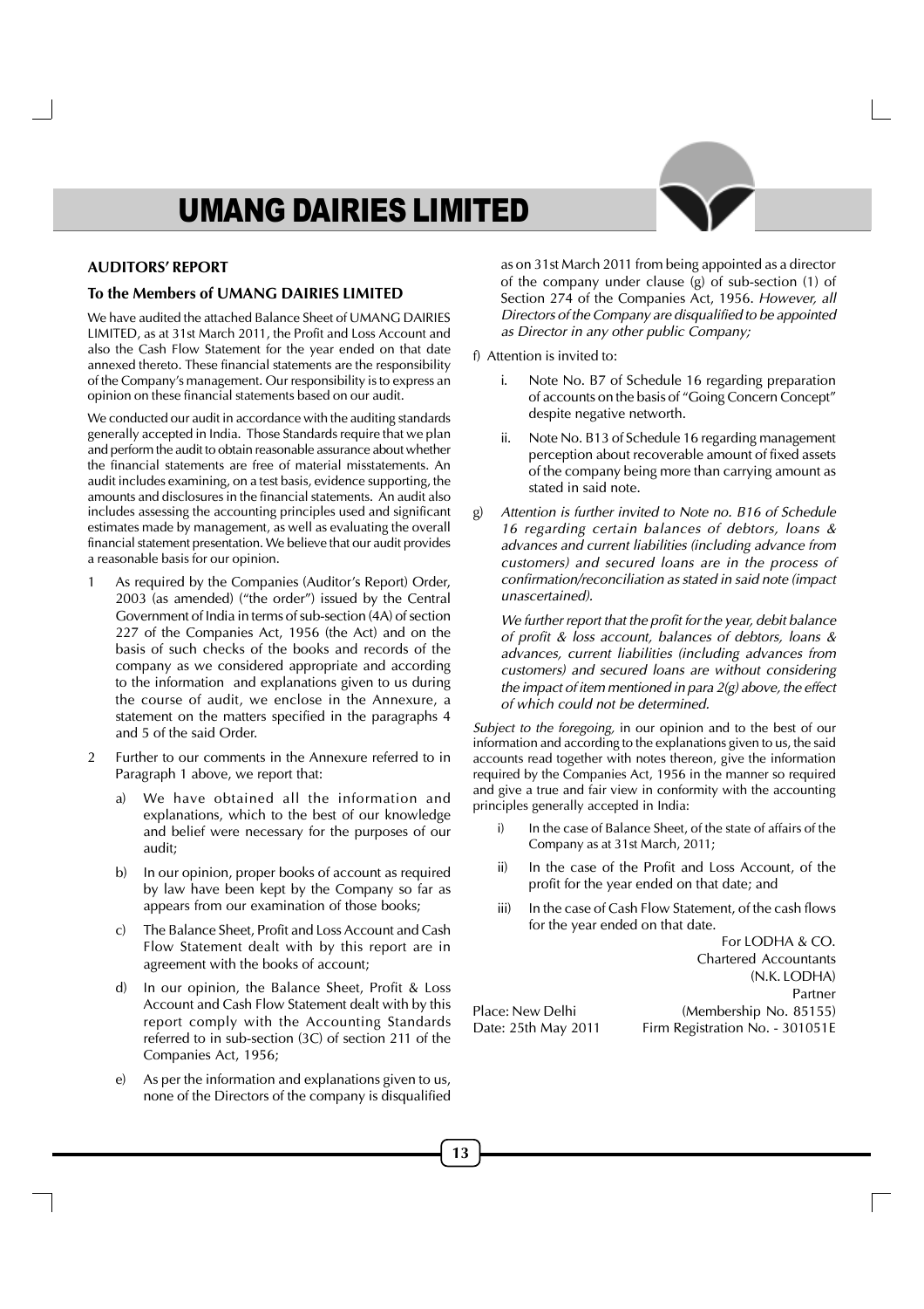## AUDITORS' REPORT

### To the Members of UMANG DAIRIES LIMITED

We have audited the attached Balance Sheet of UMANG DAIRIES LIMITED, as at 31st March 2011, the Profit and Loss Account and also the Cash Flow Statement for the year ended on that date annexed thereto. These financial statements are the responsibility of the Company's management. Our responsibility is to express an opinion on these financial statements based on our audit.

We conducted our audit in accordance with the auditing standards generally accepted in India. Those Standards require that we plan and perform the audit to obtain reasonable assurance about whether the financial statements are free of material misstatements. An audit includes examining, on a test basis, evidence supporting, the amounts and disclosures in the financial statements. An audit also includes assessing the accounting principles used and significant estimates made by management, as well as evaluating the overall financial statement presentation. We believe that our audit provides a reasonable basis for our opinion.

1 As required by the Companies (Auditor's Report) Order, 2003 (as amended) ("the order") issued by the Central Government of India in terms of sub-section (4A) of section 227 of the Companies Act, 1956 (the Act) and on the basis of such checks of the books and records of the company as we considered appropriate and according to the information and explanations given to us during the course of audit, we enclose in the Annexure, a statement on the matters specified in the paragraphs 4 and 5 of the said Order.

2 Further to our comments in the Annexure referred to in Paragraph 1 above, we report that:

a) We have obtained all the information and explanations, which to the best of our knowledge and belief were necessary for the purposes of our audit;

b) In our opinion, proper books of account as required by law have been kept by the Company so far as appears from our examination of those books;

c) The Balance Sheet, Profit and Loss Account and Cash Flow Statement dealt with by this report are in agreement with the books of account;

d) In our opinion, the Balance Sheet, Profit & Loss Account and Cash Flow Statement dealt with by this report comply with the Accounting Standards referred to in sub-section (3C) of section 211 of the Companies Act, 1956;

e) As per the information and explanations given to us, none of the Directors of the company is disqualified as on 31st March 2011 from being appointed as a director of the company under clause (g) of sub-section (1) of Section 274 of the Companies Act, 1956. *However, all Directors of the Company are disqualified to be appointed as Director in any other public Company;*

f) Attention is invited to:

i. Note No. B7 of Schedule 16 regarding preparation of accounts on the basis of "Going Concern Concept" despite negative networth.

ii. Note No. B13 of Schedule 16 regarding management perception about recoverable amount of fixed assets of the company being more than carrying amount as stated in said note.

g) *Attention is further invited to Note no. B16 of Schedule 16 regarding certain balances of debtors, loans & advances and current liabilities (including advance from customers) and secured loans are in the process of confirmation/reconciliation as stated in said note (impact unascertained).*

*We further report that the profit for the year, debit balance of profit & loss account, balances of debtors, loans & advances, current liabilities (including advances from customers) and secured loans are without considering the impact of item mentioned in para 2(g) above, the effect of which could not be determined.*

*Subject to the foregoing,* in our opinion and to the best of our information and according to the explanations given to us, the said accounts read together with notes thereon, give the information required by the Companies Act, 1956 in the manner so required and give a true and fair view in conformity with the accounting principles generally accepted in India:

i) In the case of Balance Sheet, of the state of affairs of the Company as at 31st March, 2011;

ii) In the case of the Profit and Loss Account, of the profit for the year ended on that date; and

iii) In the case of Cash Flow Statement, of the cash flows for the year ended on that date.

For LODHA & CO.
Chartered Accountants
(N.K. LODHA)
Partner
(Membership No. 85155)
Firm Registration No. - 301051E

Place: New Delhi
Date: 25th May 2011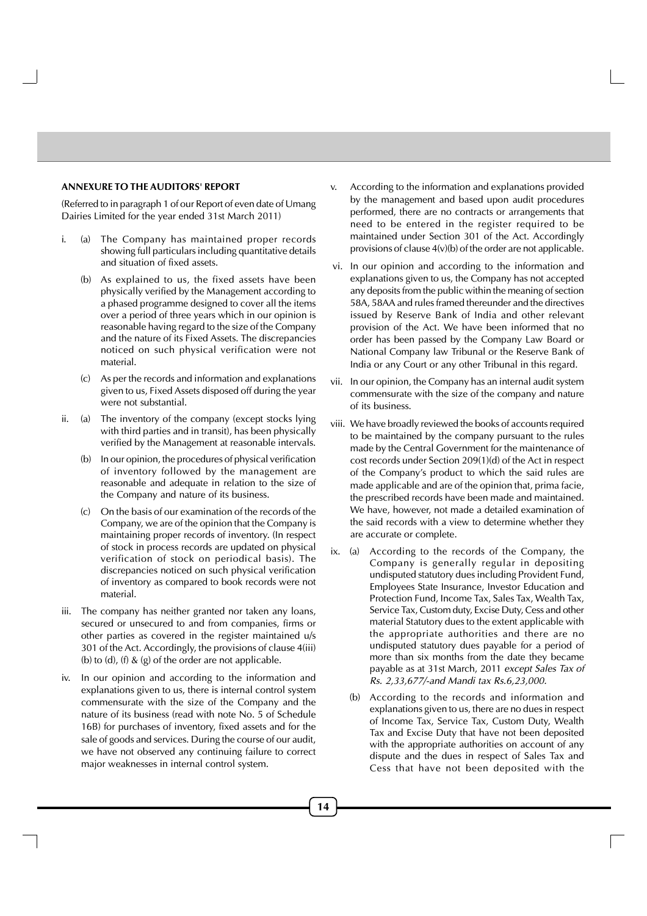**ANNEXURE TO THE AUDITORS' REPORT**

(Referred to in paragraph 1 of our Report of even date of Umang Dairies Limited for the year ended 31st March 2011)

i. (a) The Company has maintained proper records showing full particulars including quantitative details and situation of fixed assets.

   (b) As explained to us, the fixed assets have been physically verified by the Management according to a phased programme designed to cover all the items over a period of three years which in our opinion is reasonable having regard to the size of the Company and the nature of its Fixed Assets. The discrepancies noticed on such physical verification were not material.

   (c) As per the records and information and explanations given to us, Fixed Assets disposed off during the year were not substantial.

ii. (a) The inventory of the company (except stocks lying with third parties and in transit), has been physically verified by the Management at reasonable intervals.

   (b) In our opinion, the procedures of physical verification of inventory followed by the management are reasonable and adequate in relation to the size of the Company and nature of its business.

   (c) On the basis of our examination of the records of the Company, we are of the opinion that the Company is maintaining proper records of inventory. (In respect of stock in process records are updated on physical verification of stock on periodical basis). The discrepancies noticed on such physical verification of inventory as compared to book records were not material.

iii. The company has neither granted nor taken any loans, secured or unsecured to and from companies, firms or other parties as covered in the register maintained u/s 301 of the Act. Accordingly, the provisions of clause 4(iii) (b) to (d), (f) & (g) of the order are not applicable.

iv. In our opinion and according to the information and explanations given to us, there is internal control system commensurate with the size of the Company and the nature of its business (read with note No. 5 of Schedule 16B) for purchases of inventory, fixed assets and for the sale of goods and services. During the course of our audit, we have not observed any continuing failure to correct major weaknesses in internal control system.

v. According to the information and explanations provided by the management and based upon audit procedures performed, there are no contracts or arrangements that need to be entered in the register required to be maintained under Section 301 of the Act. Accordingly provisions of clause 4(v)(b) of the order are not applicable.

vi. In our opinion and according to the information and explanations given to us, the Company has not accepted any deposits from the public within the meaning of section 58A, 58AA and rules framed thereunder and the directives issued by Reserve Bank of India and other relevant provision of the Act. We have been informed that no order has been passed by the Company Law Board or National Company law Tribunal or the Reserve Bank of India or any Court or any other Tribunal in this regard.

vii. In our opinion, the Company has an internal audit system commensurate with the size of the company and nature of its business.

viii. We have broadly reviewed the books of accounts required to be maintained by the company pursuant to the rules made by the Central Government for the maintenance of cost records under Section 209(1)(d) of the Act in respect of the Company's product to which the said rules are made applicable and are of the opinion that, prima facie, the prescribed records have been made and maintained. We have, however, not made a detailed examination of the said records with a view to determine whether they are accurate or complete.

ix. (a) According to the records of the Company, the Company is generally regular in depositing undisputed statutory dues including Provident Fund, Employees State Insurance, Investor Education and Protection Fund, Income Tax, Sales Tax, Wealth Tax, Service Tax, Custom duty, Excise Duty, Cess and other material Statutory dues to the extent applicable with the appropriate authorities and there are no undisputed statutory dues payable for a period of more than six months from the date they became payable as at 31st March, 2011 *except Sales Tax of Rs. 2,33,677/-and Mandi tax Rs.6,23,000.*

   (b) According to the records and information and explanations given to us, there are no dues in respect of Income Tax, Service Tax, Custom Duty, Wealth Tax and Excise Duty that have not been deposited with the appropriate authorities on account of any dispute and the dues in respect of Sales Tax and Cess that have not been deposited with the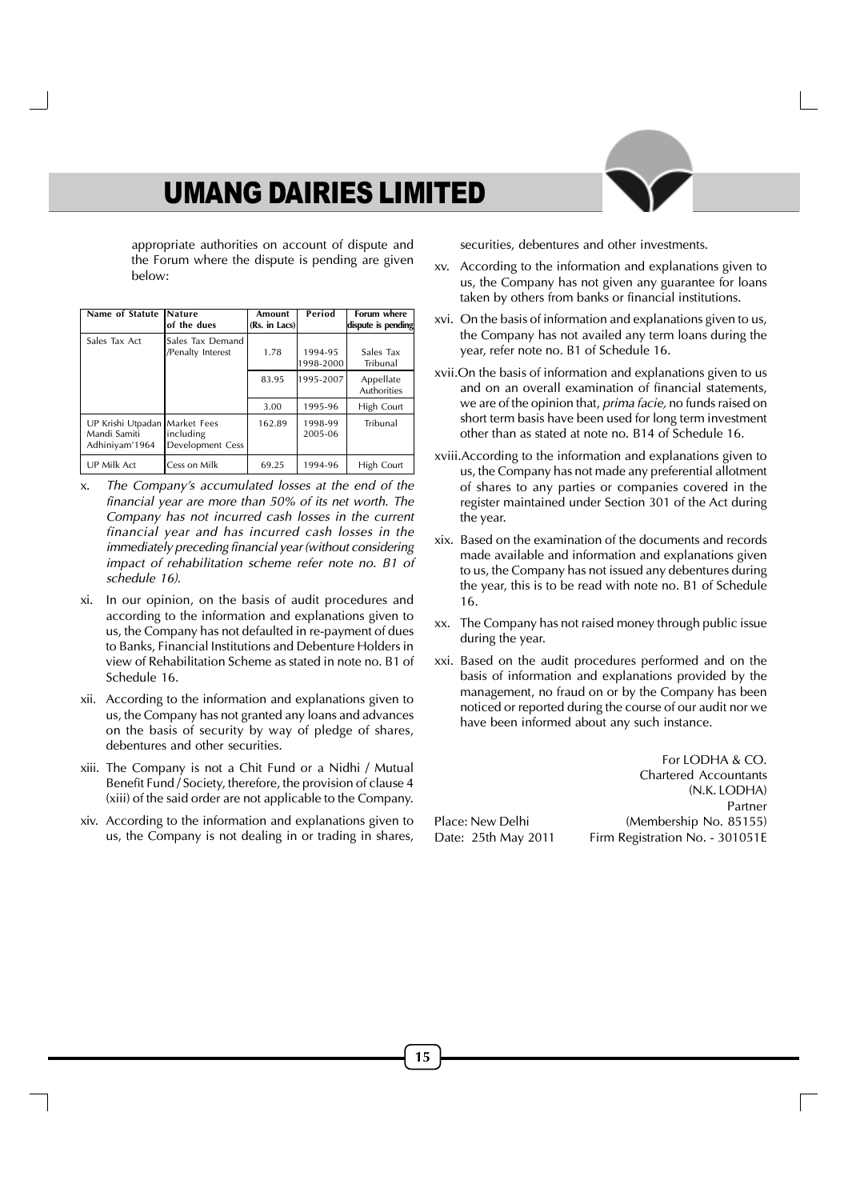appropriate authorities on account of dispute and the Forum where the dispute is pending are given below:

| Name of Statute | Nature of the dues | Amount (Rs. in Lacs) | Period | Forum where dispute is pending |
|---|---|---|---|---|
| Sales Tax Act | Sales Tax Demand /Penalty Interest | 1.78 | 1994-95 1998-2000 | Sales Tax Tribunal |
| | | 83.95 | 1995-2007 | Appellate Authorities |
| | | 3.00 | 1995-96 | High Court |
| UP Krishi Utpadan Mandi Samiti Adhiniyam'1964 | Market Fees including Development Cess | 162.89 | 1998-99 2005-06 | Tribunal |
| UP Milk Act | Cess on Milk | 69.25 | 1994-96 | High Court |

x. *The Company's accumulated losses at the end of the financial year are more than 50% of its net worth. The Company has not incurred cash losses in the current financial year and has incurred cash losses in the immediately preceding financial year (without considering impact of rehabilitation scheme refer note no. B1 of schedule 16).*

xi. In our opinion, on the basis of audit procedures and according to the information and explanations given to us, the Company has not defaulted in re-payment of dues to Banks, Financial Institutions and Debenture Holders in view of Rehabilitation Scheme as stated in note no. B1 of Schedule 16.

xii. According to the information and explanations given to us, the Company has not granted any loans and advances on the basis of security by way of pledge of shares, debentures and other securities.

xiii. The Company is not a Chit Fund or a Nidhi / Mutual Benefit Fund / Society, therefore, the provision of clause 4 (xiii) of the said order are not applicable to the Company.

xiv. According to the information and explanations given to us, the Company is not dealing in or trading in shares, securities, debentures and other investments.

xv. According to the information and explanations given to us, the Company has not given any guarantee for loans taken by others from banks or financial institutions.

xvi. On the basis of information and explanations given to us, the Company has not availed any term loans during the year, refer note no. B1 of Schedule 16.

xvii. On the basis of information and explanations given to us and on an overall examination of financial statements, we are of the opinion that, *prima facie,* no funds raised on short term basis have been used for long term investment other than as stated at note no. B14 of Schedule 16.

xviii. According to the information and explanations given to us, the Company has not made any preferential allotment of shares to any parties or companies covered in the register maintained under Section 301 of the Act during the year.

xix. Based on the examination of the documents and records made available and information and explanations given to us, the Company has not issued any debentures during the year, this is to be read with note no. B1 of Schedule 16.

xx. The Company has not raised money through public issue during the year.

xxi. Based on the audit procedures performed and on the basis of information and explanations provided by the management, no fraud on or by the Company has been noticed or reported during the course of our audit nor we have been informed about any such instance.

For LODHA & CO.
Chartered Accountants
(N.K. LODHA)
Partner
(Membership No. 85155)
Firm Registration No. - 301051E

Place: New Delhi
Date: 25th May 2011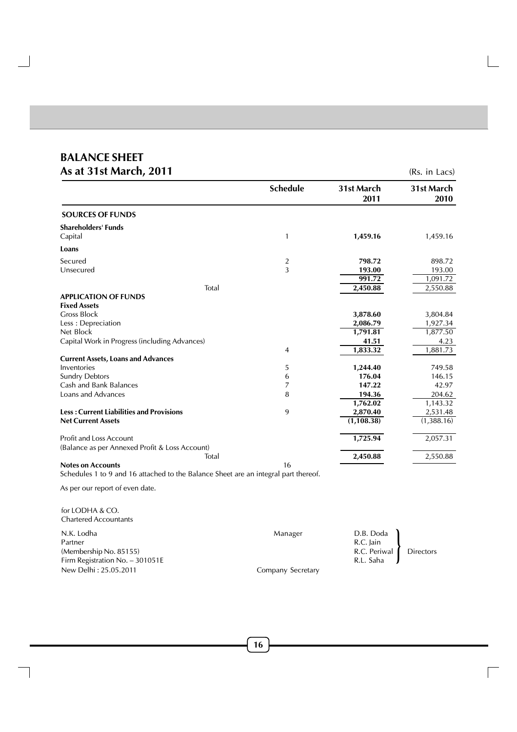# BALANCE SHEET

## As at 31st March, 2011

(Rs. in Lacs)

| | Schedule | 31st March 2011 | 31st March 2010 |
|---|---|---|---|
| **SOURCES OF FUNDS** | | | |
| **Shareholders' Funds** | | | |
| Capital | 1 | **1,459.16** | 1,459.16 |
| **Loans** | | | |
| Secured | 2 | **798.72** | 898.72 |
| Unsecured | 3 | **193.00** | 193.00 |
| | | **991.72** | 1,091.72 |
| Total | | **2,450.88** | 2,550.88 |
| **APPLICATION OF FUNDS** | | | |
| **Fixed Assets** | | | |
| Gross Block | | **3,878.60** | 3,804.84 |
| Less : Depreciation | | **2,086.79** | 1,927.34 |
| Net Block | | **1,791.81** | 1,877.50 |
| Capital Work in Progress (including Advances) | | **41.51** | 4.23 |
| | 4 | **1,833.32** | 1,881.73 |
| **Current Assets, Loans and Advances** | | | |
| Inventories | 5 | **1,244.40** | 749.58 |
| Sundry Debtors | 6 | **176.04** | 146.15 |
| Cash and Bank Balances | 7 | **147.22** | 42.97 |
| Loans and Advances | 8 | **194.36** | 204.62 |
| | | **1,762.02** | 1,143.32 |
| **Less : Current Liabilities and Provisions** | 9 | **2,870.40** | 2,531.48 |
| **Net Current Assets** | | **(1,108.38)** | (1,388.16) |
| Profit and Loss Account (Balance as per Annexed Profit & Loss Account) | | **1,725.94** | 2,057.31 |
| Total | | **2,450.88** | 2,550.88 |
| **Notes on Accounts** | 16 | | |

Schedules 1 to 9 and 16 attached to the Balance Sheet are an integral part thereof.

As per our report of even date.

for LODHA & CO.
Chartered Accountants

N.K. Lodha
Partner
(Membership No. 85155)
Firm Registration No. – 301051E
New Delhi : 25.05.2011

Manager

Company Secretary

D.B. Doda
R.C. Jain
R.C. Periwal
R.L. Saha
} Directors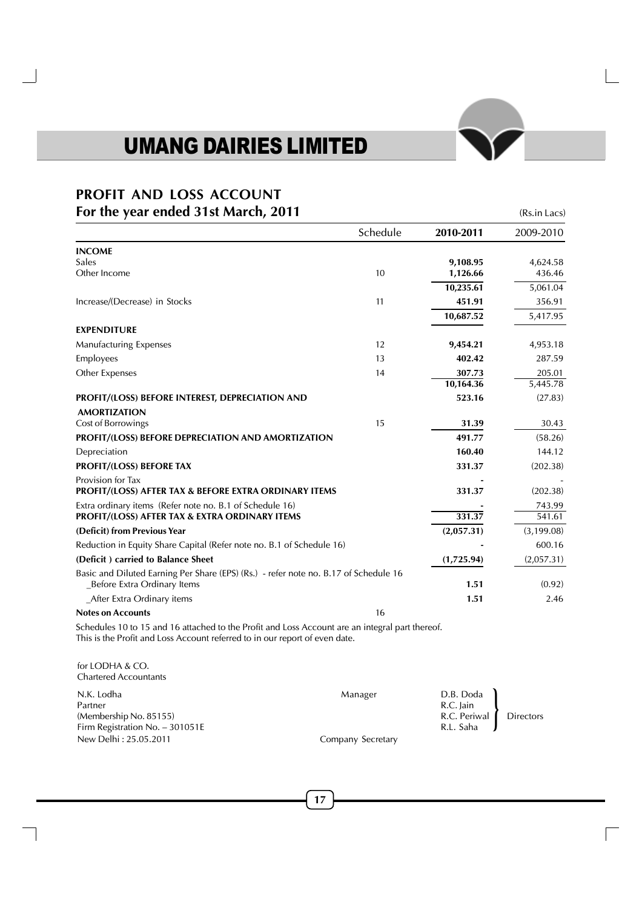# UMANG DAIRIES LIMITED

## PROFIT AND LOSS ACCOUNT
### For the year ended 31st March, 2011

(Rs.in Lacs)

| | Schedule | **2010-2011** | 2009-2010 |
|---|---|---|---|
| **INCOME** | | | |
| Sales | | **9,108.95** | 4,624.58 |
| Other Income | 10 | **1,126.66** | 436.46 |
| | | **10,235.61** | 5,061.04 |
| Increase/(Decrease) in Stocks | 11 | **451.91** | 356.91 |
| | | **10,687.52** | 5,417.95 |
| **EXPENDITURE** | | | |
| Manufacturing Expenses | 12 | **9,454.21** | 4,953.18 |
| Employees | 13 | **402.42** | 287.59 |
| Other Expenses | 14 | **307.73** | 205.01 |
| | | **10,164.36** | 5,445.78 |
| **PROFIT/(LOSS) BEFORE INTEREST, DEPRECIATION AND AMORTIZATION** | | **523.16** | (27.83) |
| Cost of Borrowings | 15 | **31.39** | 30.43 |
| **PROFIT/(LOSS) BEFORE DEPRECIATION AND AMORTIZATION** | | **491.77** | (58.26) |
| Depreciation | | **160.40** | 144.12 |
| **PROFIT/(LOSS) BEFORE TAX** | | **331.37** | (202.38) |
| Provision for Tax | | **-** | - |
| **PROFIT/(LOSS) AFTER TAX & BEFORE EXTRA ORDINARY ITEMS** | | **331.37** | (202.38) |
| Extra ordinary items (Refer note no. B.1 of Schedule 16) | | **-** | 743.99 |
| **PROFIT/(LOSS) AFTER TAX & EXTRA ORDINARY ITEMS** | | **331.37** | 541.61 |
| **(Deficit) from Previous Year** | | **(2,057.31)** | (3,199.08) |
| Reduction in Equity Share Capital (Refer note no. B.1 of Schedule 16) | | **-** | 600.16 |
| **(Deficit ) carried to Balance Sheet** | | **(1,725.94)** | (2,057.31) |
| Basic and Diluted Earning Per Share (EPS) (Rs.) - refer note no. B.17 of Schedule 16 | | | |
| _Before Extra Ordinary Items | | **1.51** | (0.92) |
| _After Extra Ordinary items | | **1.51** | 2.46 |
| **Notes on Accounts** | 16 | | |

Schedules 10 to 15 and 16 attached to the Profit and Loss Account are an integral part thereof.
This is the Profit and Loss Account referred to in our report of even date.

for LODHA & CO.
Chartered Accountants

N.K. Lodha
Partner
(Membership No. 85155)
Firm Registration No. – 301051E
New Delhi : 25.05.2011

Manager

Company Secretary

D.B. Doda
R.C. Jain
R.C. Periwal
R.L. Saha
} Directors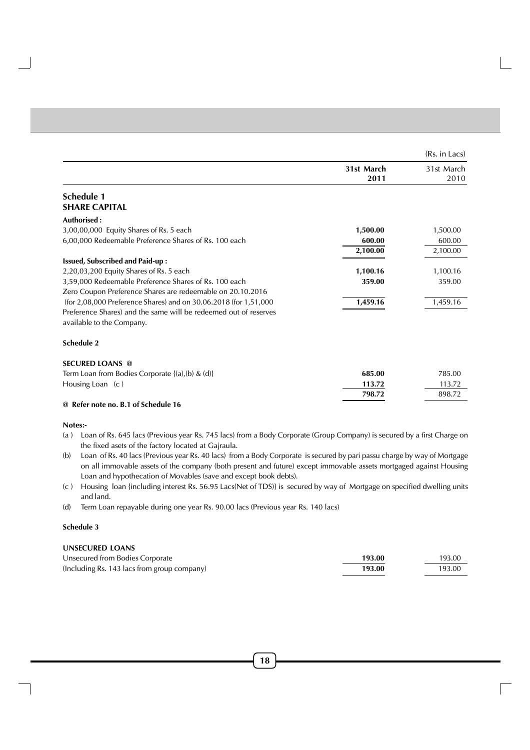| | 31st March 2011 | 31st March 2010 |
|---|---|---|
| | | (Rs. in Lacs) |
| **Schedule 1** | | |
| **SHARE CAPITAL** | | |
| **Authorised :** | | |
| 3,00,00,000 Equity Shares of Rs. 5 each | **1,500.00** | 1,500.00 |
| 6,00,000 Redeemable Preference Shares of Rs. 100 each | **600.00** | 600.00 |
| | **2,100.00** | 2,100.00 |
| **Issued, Subscribed and Paid-up :** | | |
| 2,20,03,200 Equity Shares of Rs. 5 each | **1,100.16** | 1,100.16 |
| 3,59,000 Redeemable Preference Shares of Rs. 100 each | **359.00** | 359.00 |
| Zero Coupon Preference Shares are redeemable on 20.10.2016 (for 2,08,000 Preference Shares) and on 30.06.2018 (for 1,51,000 Preference Shares) and the same will be redeemed out of reserves available to the Company. | **1,459.16** | 1,459.16 |

**Schedule 2**

| | 31st March 2011 | 31st March 2010 |
|---|---|---|
| **SECURED LOANS @** | | |
| Term Loan from Bodies Corporate {(a),(b) & (d)} | **685.00** | 785.00 |
| Housing Loan (c) | **113.72** | 113.72 |
| | **798.72** | 898.72 |

**@ Refer note no. B.1 of Schedule 16**

**Notes:-**

(a) Loan of Rs. 645 lacs (Previous year Rs. 745 lacs) from a Body Corporate (Group Company) is secured by a first Charge on the fixed asets of the factory located at Gajraula.

(b) Loan of Rs. 40 lacs (Previous year Rs. 40 lacs) from a Body Corporate is secured by pari passu charge by way of Mortgage on all immovable assets of the company (both present and future) except immovable assets mortgaged against Housing Loan and hypothecation of Movables (save and except book debts).

(c) Housing loan {including interest Rs. 56.95 Lacs(Net of TDS)} is secured by way of Mortgage on specified dwelling units and land.

(d) Term Loan repayable during one year Rs. 90.00 lacs (Previous year Rs. 140 lacs)

**Schedule 3**

| | 31st March 2011 | 31st March 2010 |
|---|---|---|
| **UNSECURED LOANS** | | |
| Unsecured from Bodies Corporate | **193.00** | 193.00 |
| (Including Rs. 143 lacs from group company) | **193.00** | 193.00 |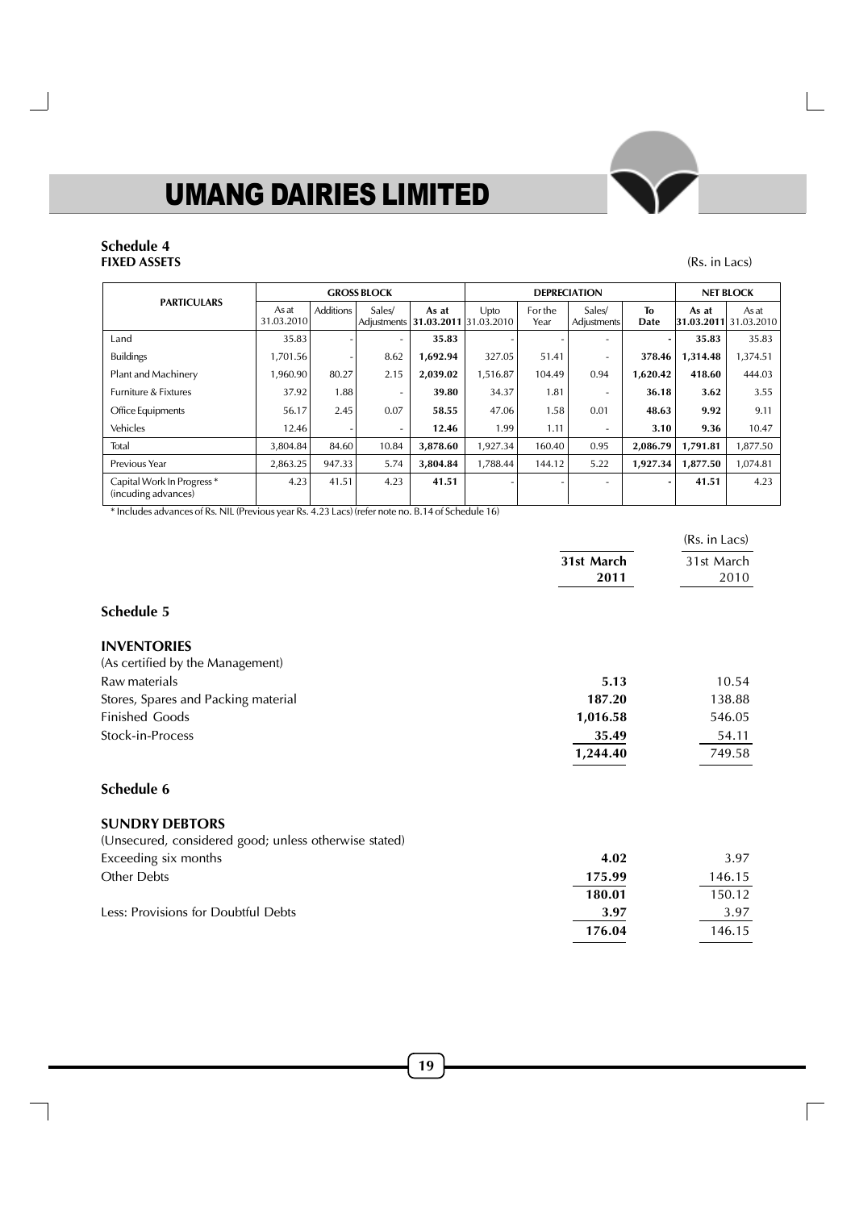## Schedule 4

**FIXED ASSETS**

(Rs. in Lacs)

| PARTICULARS | GROSS BLOCK | | | | DEPRECIATION | | | | NET BLOCK | |
|---|---|---|---|---|---|---|---|---|---|---|
| | As at 31.03.2010 | Additions | Sales/ Adjustments | **As at 31.03.2011** | Upto 31.03.2010 | For the Year | Sales/ Adjustments | **To Date** | **As at 31.03.2011** | As at 31.03.2010 |
| Land | 35.83 | - | - | **35.83** | - | - | - | **-** | **35.83** | 35.83 |
| Buildings | 1,701.56 | - | 8.62 | **1,692.94** | 327.05 | 51.41 | - | **378.46** | **1,314.48** | 1,374.51 |
| Plant and Machinery | 1,960.90 | 80.27 | 2.15 | **2,039.02** | 1,516.87 | 104.49 | 0.94 | **1,620.42** | **418.60** | 444.03 |
| Furniture & Fixtures | 37.92 | 1.88 | - | **39.80** | 34.37 | 1.81 | - | **36.18** | **3.62** | 3.55 |
| Office Equipments | 56.17 | 2.45 | 0.07 | **58.55** | 47.06 | 1.58 | 0.01 | **48.63** | **9.92** | 9.11 |
| Vehicles | 12.46 | - | - | **12.46** | 1.99 | 1.11 | - | **3.10** | **9.36** | 10.47 |
| Total | 3,804.84 | 84.60 | 10.84 | **3,878.60** | 1,927.34 | 160.40 | 0.95 | **2,086.79** | **1,791.81** | 1,877.50 |
| Previous Year | 2,863.25 | 947.33 | 5.74 | **3,804.84** | 1,788.44 | 144.12 | 5.22 | **1,927.34** | **1,877.50** | 1,074.81 |
| Capital Work In Progress * (incuding advances) | 4.23 | 41.51 | 4.23 | **41.51** | - | - | - | **-** | **41.51** | 4.23 |

\* Includes advances of Rs. NIL (Previous year Rs. 4.23 Lacs) (refer note no. B.14 of Schedule 16)

(Rs. in Lacs)

| | **31st March 2011** | 31st March 2010 |
|---|---|---|
| **Schedule 5** | | |
| **INVENTORIES** | | |
| (As certified by the Management) | | |
| Raw materials | **5.13** | 10.54 |
| Stores, Spares and Packing material | **187.20** | 138.88 |
| Finished Goods | **1,016.58** | 546.05 |
| Stock-in-Process | **35.49** | 54.11 |
| | **1,244.40** | 749.58 |
| **Schedule 6** | | |
| **SUNDRY DEBTORS** | | |
| (Unsecured, considered good; unless otherwise stated) | | |
| Exceeding six months | **4.02** | 3.97 |
| Other Debts | **175.99** | 146.15 |
| | **180.01** | 150.12 |
| Less: Provisions for Doubtful Debts | **3.97** | 3.97 |
| | **176.04** | 146.15 |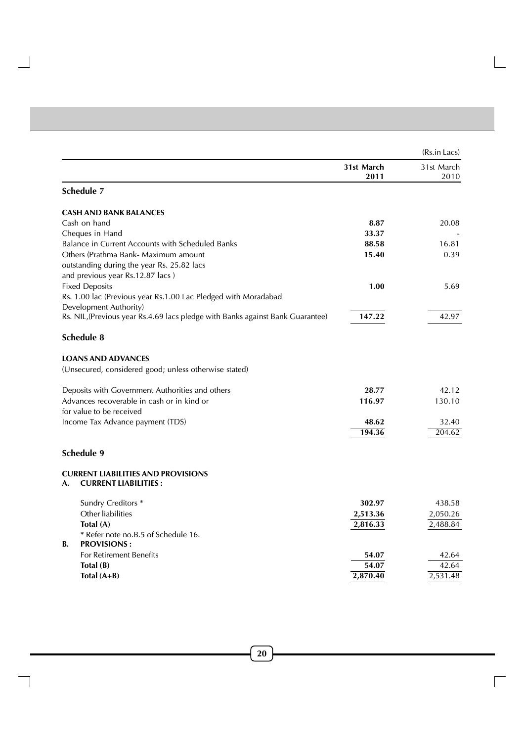(Rs.in Lacs)

| | 31st March 2011 | 31st March 2010 |
|---|---|---|
| **Schedule 7** | | |
| **CASH AND BANK BALANCES** | | |
| Cash on hand | **8.87** | 20.08 |
| Cheques in Hand | **33.37** | - |
| Balance in Current Accounts with Scheduled Banks | **88.58** | 16.81 |
| Others (Prathma Bank- Maximum amount outstanding during the year Rs. 25.82 lacs and previous year Rs.12.87 lacs ) | **15.40** | 0.39 |
| Fixed Deposits | **1.00** | 5.69 |
| Rs. 1.00 lac (Previous year Rs.1.00 Lac Pledged with Moradabad Development Authority) | | |
| Rs. NIL,(Previous year Rs.4.69 lacs pledge with Banks against Bank Guarantee) | **147.22** | 42.97 |
| **Schedule 8** | | |
| **LOANS AND ADVANCES** | | |
| (Unsecured, considered good; unless otherwise stated) | | |
| Deposits with Government Authorities and others | **28.77** | 42.12 |
| Advances recoverable in cash or in kind or for value to be received | **116.97** | 130.10 |
| Income Tax Advance payment (TDS) | **48.62** | 32.40 |
| | **194.36** | 204.62 |
| **Schedule 9** | | |
| **CURRENT LIABILITIES AND PROVISIONS** | | |
| **A. CURRENT LIABILITIES :** | | |
| Sundry Creditors * | **302.97** | 438.58 |
| Other liabilities | **2,513.36** | 2,050.26 |
| **Total (A)** | **2,816.33** | 2,488.84 |
| * Refer note no.B.5 of Schedule 16. | | |
| **B. PROVISIONS :** | | |
| For Retirement Benefits | **54.07** | 42.64 |
| **Total (B)** | **54.07** | 42.64 |
| **Total (A+B)** | **2,870.40** | 2,531.48 |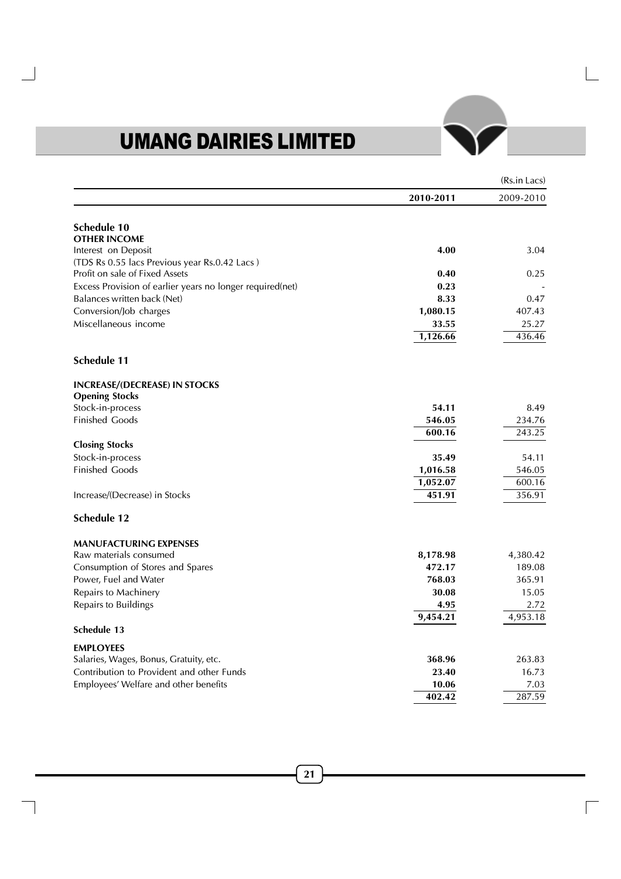(Rs.in Lacs)

| | 2010-2011 | 2009-2010 |
|---|---|---|
| **Schedule 10** | | |
| **OTHER INCOME** | | |
| Interest on Deposit | **4.00** | 3.04 |
| (TDS Rs 0.55 lacs Previous year Rs.0.42 Lacs ) | | |
| Profit on sale of Fixed Assets | **0.40** | 0.25 |
| Excess Provision of earlier years no longer required(net) | **0.23** | - |
| Balances written back (Net) | **8.33** | 0.47 |
| Conversion/Job charges | **1,080.15** | 407.43 |
| Miscellaneous income | **33.55** | 25.27 |
| | **1,126.66** | 436.46 |
| **Schedule 11** | | |
| **INCREASE/(DECREASE) IN STOCKS** | | |
| **Opening Stocks** | | |
| Stock-in-process | **54.11** | 8.49 |
| Finished Goods | **546.05** | 234.76 |
| | **600.16** | 243.25 |
| **Closing Stocks** | | |
| Stock-in-process | **35.49** | 54.11 |
| Finished Goods | **1,016.58** | 546.05 |
| | **1,052.07** | 600.16 |
| Increase/(Decrease) in Stocks | **451.91** | 356.91 |
| **Schedule 12** | | |
| **MANUFACTURING EXPENSES** | | |
| Raw materials consumed | **8,178.98** | 4,380.42 |
| Consumption of Stores and Spares | **472.17** | 189.08 |
| Power, Fuel and Water | **768.03** | 365.91 |
| Repairs to Machinery | **30.08** | 15.05 |
| Repairs to Buildings | **4.95** | 2.72 |
| | **9,454.21** | 4,953.18 |
| **Schedule 13** | | |
| **EMPLOYEES** | | |
| Salaries, Wages, Bonus, Gratuity, etc. | **368.96** | 263.83 |
| Contribution to Provident and other Funds | **23.40** | 16.73 |
| Employees' Welfare and other benefits | **10.06** | 7.03 |
| | **402.42** | 287.59 |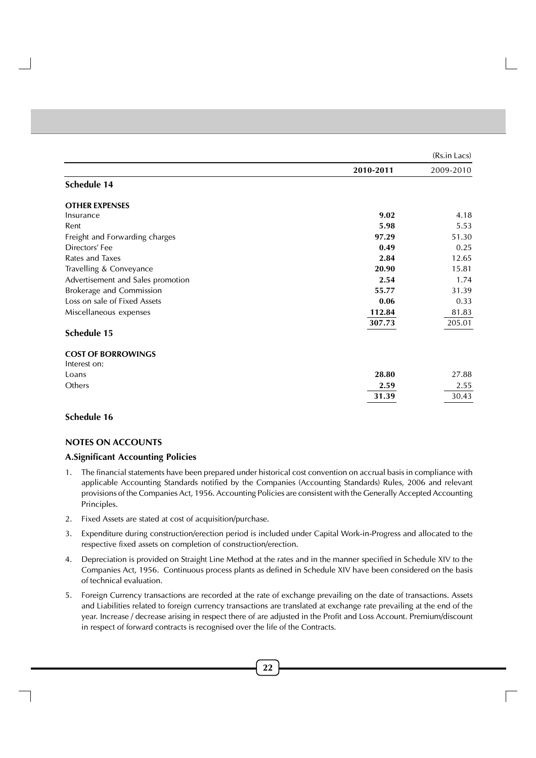| | 2010-2011 | 2009-2010 |
|---|---|---|
| | | (Rs.in Lacs) |
| **Schedule 14** | | |
| **OTHER EXPENSES** | | |
| Insurance | **9.02** | 4.18 |
| Rent | **5.98** | 5.53 |
| Freight and Forwarding charges | **97.29** | 51.30 |
| Directors' Fee | **0.49** | 0.25 |
| Rates and Taxes | **2.84** | 12.65 |
| Travelling & Conveyance | **20.90** | 15.81 |
| Advertisement and Sales promotion | **2.54** | 1.74 |
| Brokerage and Commission | **55.77** | 31.39 |
| Loss on sale of Fixed Assets | **0.06** | 0.33 |
| Miscellaneous expenses | **112.84** | 81.83 |
| | **307.73** | 205.01 |
| **Schedule 15** | | |
| **COST OF BORROWINGS** | | |
| Interest on: | | |
| Loans | **28.80** | 27.88 |
| Others | **2.59** | 2.55 |
| | **31.39** | 30.43 |

## Schedule 16

### NOTES ON ACCOUNTS

**A.Significant Accounting Policies**

1. The financial statements have been prepared under historical cost convention on accrual basis in compliance with applicable Accounting Standards notified by the Companies (Accounting Standards) Rules, 2006 and relevant provisions of the Companies Act, 1956. Accounting Policies are consistent with the Generally Accepted Accounting Principles.

2. Fixed Assets are stated at cost of acquisition/purchase.

3. Expenditure during construction/erection period is included under Capital Work-in-Progress and allocated to the respective fixed assets on completion of construction/erection.

4. Depreciation is provided on Straight Line Method at the rates and in the manner specified in Schedule XIV to the Companies Act, 1956. Continuous process plants as defined in Schedule XIV have been considered on the basis of technical evaluation.

5. Foreign Currency transactions are recorded at the rate of exchange prevailing on the date of transactions. Assets and Liabilities related to foreign currency transactions are translated at exchange rate prevailing at the end of the year. Increase / decrease arising in respect there of are adjusted in the Profit and Loss Account. Premium/discount in respect of forward contracts is recognised over the life of the Contracts.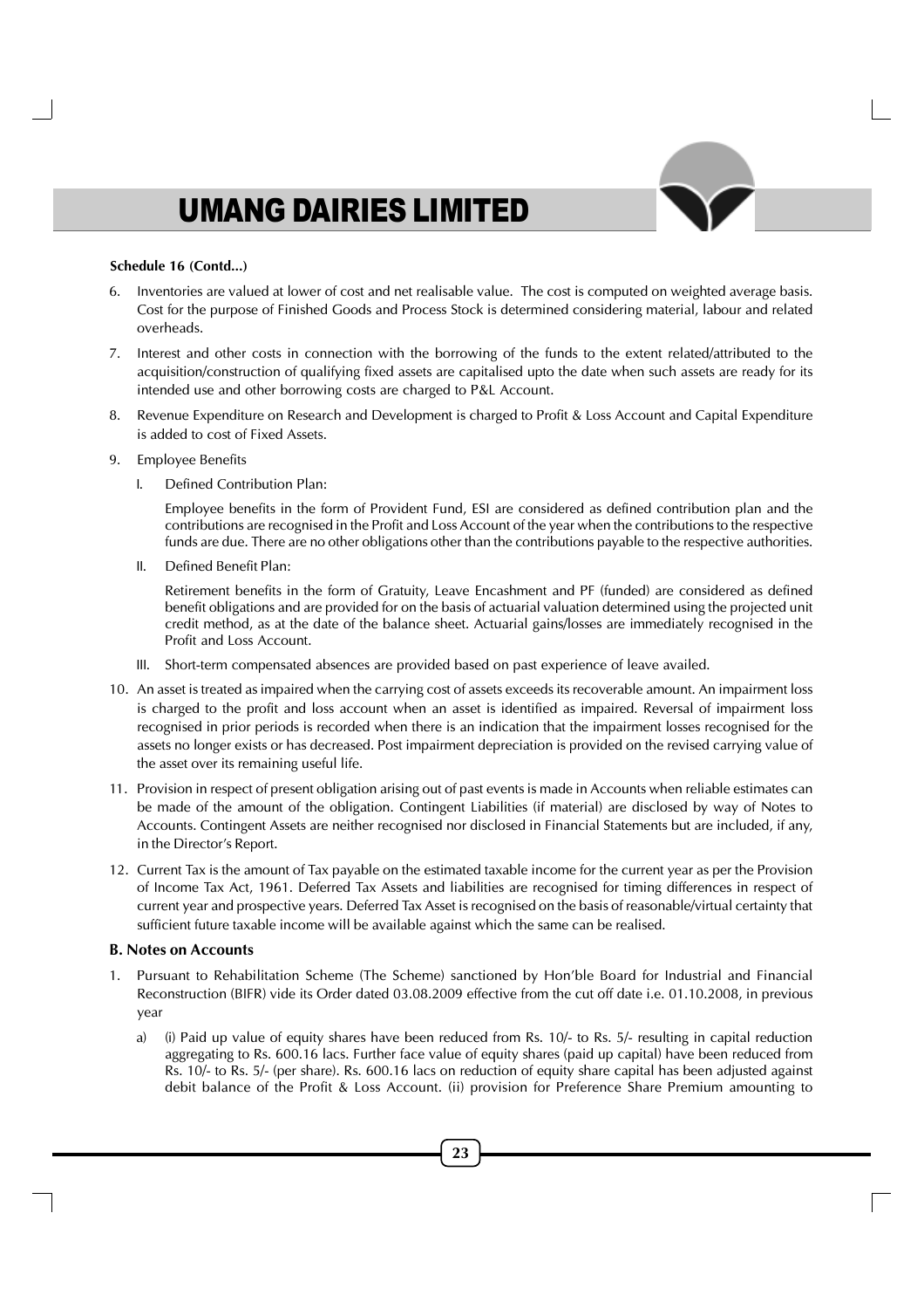**Schedule 16 (Contd...)**

6. Inventories are valued at lower of cost and net realisable value. The cost is computed on weighted average basis. Cost for the purpose of Finished Goods and Process Stock is determined considering material, labour and related overheads.

7. Interest and other costs in connection with the borrowing of the funds to the extent related/attributed to the acquisition/construction of qualifying fixed assets are capitalised upto the date when such assets are ready for its intended use and other borrowing costs are charged to P&L Account.

8. Revenue Expenditure on Research and Development is charged to Profit & Loss Account and Capital Expenditure is added to cost of Fixed Assets.

9. Employee Benefits

   I. Defined Contribution Plan:

      Employee benefits in the form of Provident Fund, ESI are considered as defined contribution plan and the contributions are recognised in the Profit and Loss Account of the year when the contributions to the respective funds are due. There are no other obligations other than the contributions payable to the respective authorities.

   II. Defined Benefit Plan:

      Retirement benefits in the form of Gratuity, Leave Encashment and PF (funded) are considered as defined benefit obligations and are provided for on the basis of actuarial valuation determined using the projected unit credit method, as at the date of the balance sheet. Actuarial gains/losses are immediately recognised in the Profit and Loss Account.

   III. Short-term compensated absences are provided based on past experience of leave availed.

10. An asset is treated as impaired when the carrying cost of assets exceeds its recoverable amount. An impairment loss is charged to the profit and loss account when an asset is identified as impaired. Reversal of impairment loss recognised in prior periods is recorded when there is an indication that the impairment losses recognised for the assets no longer exists or has decreased. Post impairment depreciation is provided on the revised carrying value of the asset over its remaining useful life.

11. Provision in respect of present obligation arising out of past events is made in Accounts when reliable estimates can be made of the amount of the obligation. Contingent Liabilities (if material) are disclosed by way of Notes to Accounts. Contingent Assets are neither recognised nor disclosed in Financial Statements but are included, if any, in the Director's Report.

12. Current Tax is the amount of Tax payable on the estimated taxable income for the current year as per the Provision of Income Tax Act, 1961. Deferred Tax Assets and liabilities are recognised for timing differences in respect of current year and prospective years. Deferred Tax Asset is recognised on the basis of reasonable/virtual certainty that sufficient future taxable income will be available against which the same can be realised.

**B. Notes on Accounts**

1. Pursuant to Rehabilitation Scheme (The Scheme) sanctioned by Hon'ble Board for Industrial and Financial Reconstruction (BIFR) vide its Order dated 03.08.2009 effective from the cut off date i.e. 01.10.2008, in previous year

   a) (i) Paid up value of equity shares have been reduced from Rs. 10/- to Rs. 5/- resulting in capital reduction aggregating to Rs. 600.16 lacs. Further face value of equity shares (paid up capital) have been reduced from Rs. 10/- to Rs. 5/- (per share). Rs. 600.16 lacs on reduction of equity share capital has been adjusted against debit balance of the Profit & Loss Account. (ii) provision for Preference Share Premium amounting to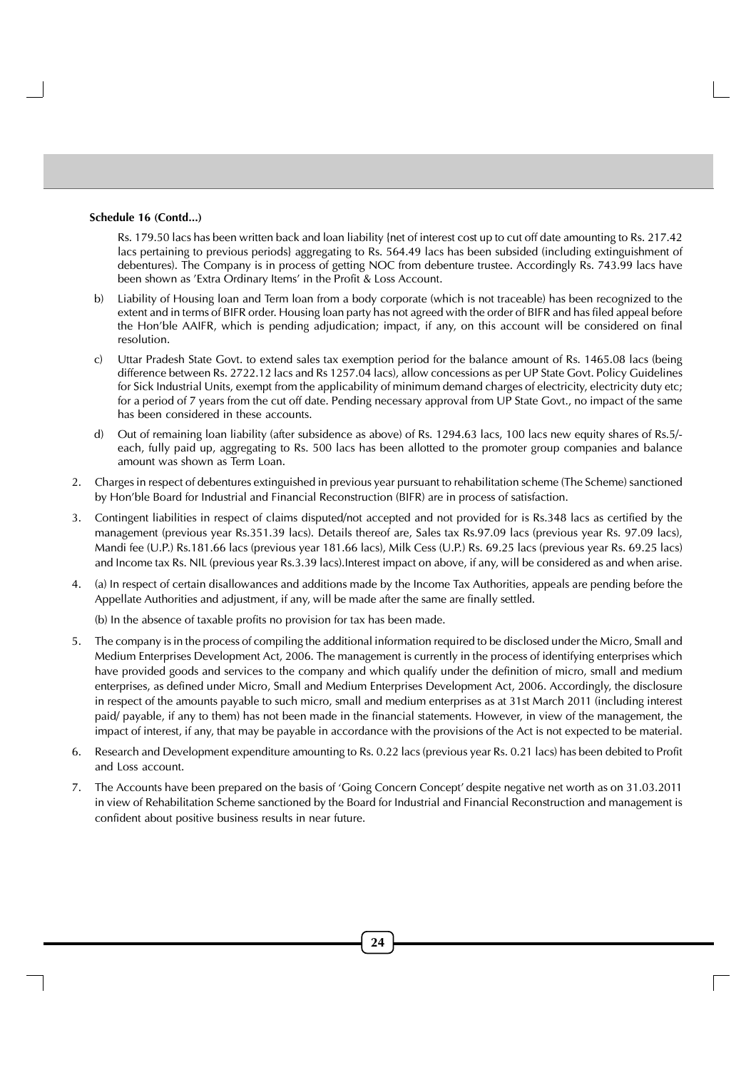**Schedule 16 (Contd...)**

Rs. 179.50 lacs has been written back and loan liability {net of interest cost up to cut off date amounting to Rs. 217.42 lacs pertaining to previous periods} aggregating to Rs. 564.49 lacs has been subsided (including extinguishment of debentures). The Company is in process of getting NOC from debenture trustee. Accordingly Rs. 743.99 lacs have been shown as 'Extra Ordinary Items' in the Profit & Loss Account.

b) Liability of Housing loan and Term loan from a body corporate (which is not traceable) has been recognized to the extent and in terms of BIFR order. Housing loan party has not agreed with the order of BIFR and has filed appeal before the Hon'ble AAIFR, which is pending adjudication; impact, if any, on this account will be considered on final resolution.

c) Uttar Pradesh State Govt. to extend sales tax exemption period for the balance amount of Rs. 1465.08 lacs (being difference between Rs. 2722.12 lacs and Rs 1257.04 lacs), allow concessions as per UP State Govt. Policy Guidelines for Sick Industrial Units, exempt from the applicability of minimum demand charges of electricity, electricity duty etc; for a period of 7 years from the cut off date. Pending necessary approval from UP State Govt., no impact of the same has been considered in these accounts.

d) Out of remaining loan liability (after subsidence as above) of Rs. 1294.63 lacs, 100 lacs new equity shares of Rs.5/- each, fully paid up, aggregating to Rs. 500 lacs has been allotted to the promoter group companies and balance amount was shown as Term Loan.

2. Charges in respect of debentures extinguished in previous year pursuant to rehabilitation scheme (The Scheme) sanctioned by Hon'ble Board for Industrial and Financial Reconstruction (BIFR) are in process of satisfaction.

3. Contingent liabilities in respect of claims disputed/not accepted and not provided for is Rs.348 lacs as certified by the management (previous year Rs.351.39 lacs). Details thereof are, Sales tax Rs.97.09 lacs (previous year Rs. 97.09 lacs), Mandi fee (U.P.) Rs.181.66 lacs (previous year 181.66 lacs), Milk Cess (U.P.) Rs. 69.25 lacs (previous year Rs. 69.25 lacs) and Income tax Rs. NIL (previous year Rs.3.39 lacs).Interest impact on above, if any, will be considered as and when arise.

4. (a) In respect of certain disallowances and additions made by the Income Tax Authorities, appeals are pending before the Appellate Authorities and adjustment, if any, will be made after the same are finally settled.

   (b) In the absence of taxable profits no provision for tax has been made.

5. The company is in the process of compiling the additional information required to be disclosed under the Micro, Small and Medium Enterprises Development Act, 2006. The management is currently in the process of identifying enterprises which have provided goods and services to the company and which qualify under the definition of micro, small and medium enterprises, as defined under Micro, Small and Medium Enterprises Development Act, 2006. Accordingly, the disclosure in respect of the amounts payable to such micro, small and medium enterprises as at 31st March 2011 (including interest paid/ payable, if any to them) has not been made in the financial statements. However, in view of the management, the impact of interest, if any, that may be payable in accordance with the provisions of the Act is not expected to be material.

6. Research and Development expenditure amounting to Rs. 0.22 lacs (previous year Rs. 0.21 lacs) has been debited to Profit and Loss account.

7. The Accounts have been prepared on the basis of 'Going Concern Concept' despite negative net worth as on 31.03.2011 in view of Rehabilitation Scheme sanctioned by the Board for Industrial and Financial Reconstruction and management is confident about positive business results in near future.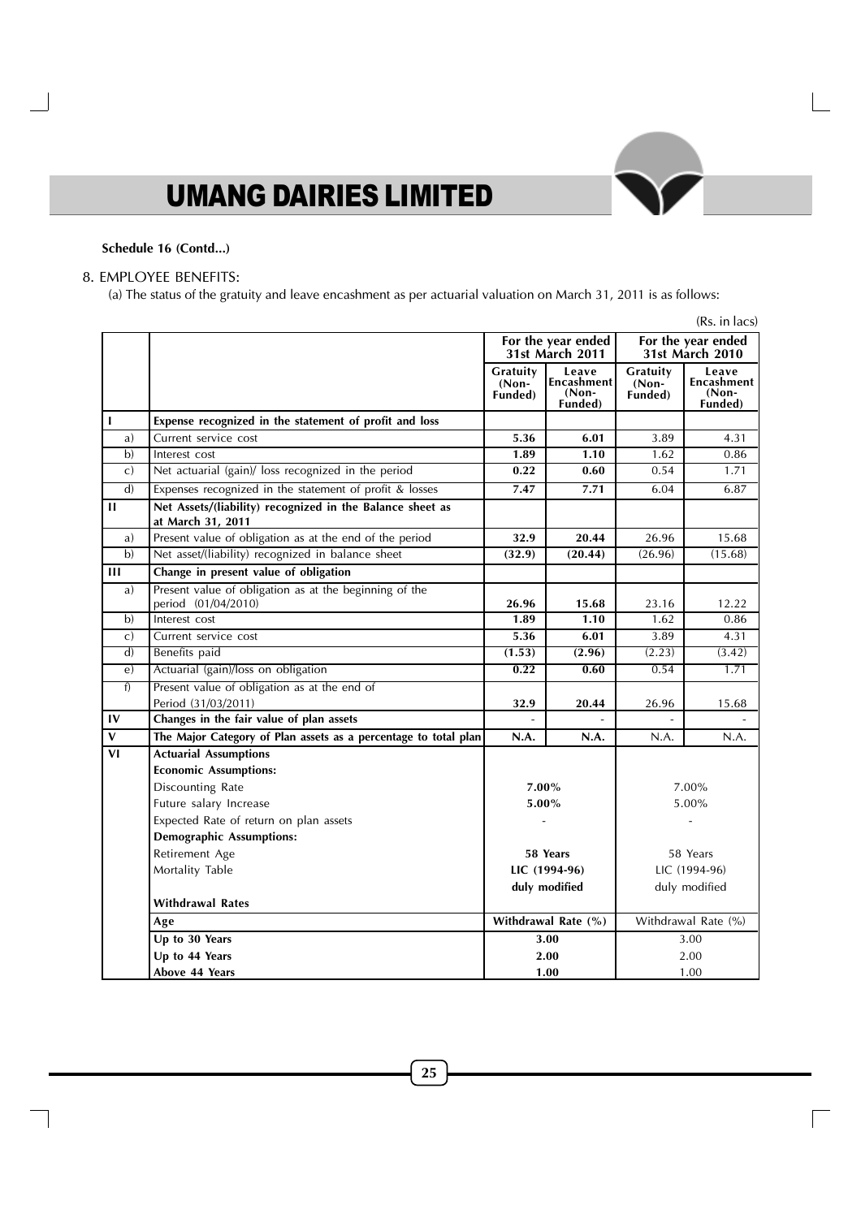**Schedule 16 (Contd...)**

8. EMPLOYEE BENEFITS:

(a) The status of the gratuity and leave encashment as per actuarial valuation on March 31, 2011 is as follows:

(Rs. in lacs)

| | | For the year ended 31st March 2011 | | For the year ended 31st March 2010 | |
|---|---|---|---|---|---|
| | | **Gratuity (Non-Funded)** | **Leave Encashment (Non-Funded)** | **Gratuity (Non-Funded)** | **Leave Encashment (Non-Funded)** |
| **I** | **Expense recognized in the statement of profit and loss** | | | | |
| a) | Current service cost | **5.36** | **6.01** | 3.89 | 4.31 |
| b) | Interest cost | **1.89** | **1.10** | 1.62 | 0.86 |
| c) | Net actuarial (gain)/ loss recognized in the period | **0.22** | **0.60** | 0.54 | 1.71 |
| d) | Expenses recognized in the statement of profit & losses | **7.47** | **7.71** | 6.04 | 6.87 |
| **II** | **Net Assets/(liability) recognized in the Balance sheet as at March 31, 2011** | | | | |
| a) | Present value of obligation as at the end of the period | **32.9** | **20.44** | 26.96 | 15.68 |
| b) | Net asset/(liability) recognized in balance sheet | **(32.9)** | **(20.44)** | (26.96) | (15.68) |
| **III** | **Change in present value of obligation** | | | | |
| a) | Present value of obligation as at the beginning of the period (01/04/2010) | **26.96** | **15.68** | 23.16 | 12.22 |
| b) | Interest cost | **1.89** | **1.10** | 1.62 | 0.86 |
| c) | Current service cost | **5.36** | **6.01** | 3.89 | 4.31 |
| d) | Benefits paid | **(1.53)** | **(2.96)** | (2.23) | (3.42) |
| e) | Actuarial (gain)/loss on obligation | **0.22** | **0.60** | 0.54 | 1.71 |
| f) | Present value of obligation as at the end of Period (31/03/2011) | **32.9** | **20.44** | 26.96 | 15.68 |
| **IV** | **Changes in the fair value of plan assets** | - | - | - | - |
| **V** | **The Major Category of Plan assets as a percentage to total plan** | **N.A.** | **N.A.** | N.A. | N.A. |
| **VI** | **Actuarial Assumptions** | | | | |
| | **Economic Assumptions:** | | | | |
| | Discounting Rate | **7.00%** | | 7.00% | |
| | Future salary Increase | **5.00%** | | 5.00% | |
| | Expected Rate of return on plan assets | - | | - | |
| | **Demographic Assumptions:** | | | | |
| | Retirement Age | **58 Years** | | 58 Years | |
| | Mortality Table | **LIC (1994-96) duly modified** | | LIC (1994-96) duly modified | |
| | **Withdrawal Rates** | | | | |
| | **Age** | **Withdrawal Rate (%)** | | Withdrawal Rate (%) | |
| | **Up to 30 Years** | **3.00** | | 3.00 | |
| | **Up to 44 Years** | **2.00** | | 2.00 | |
| | **Above 44 Years** | **1.00** | | 1.00 | |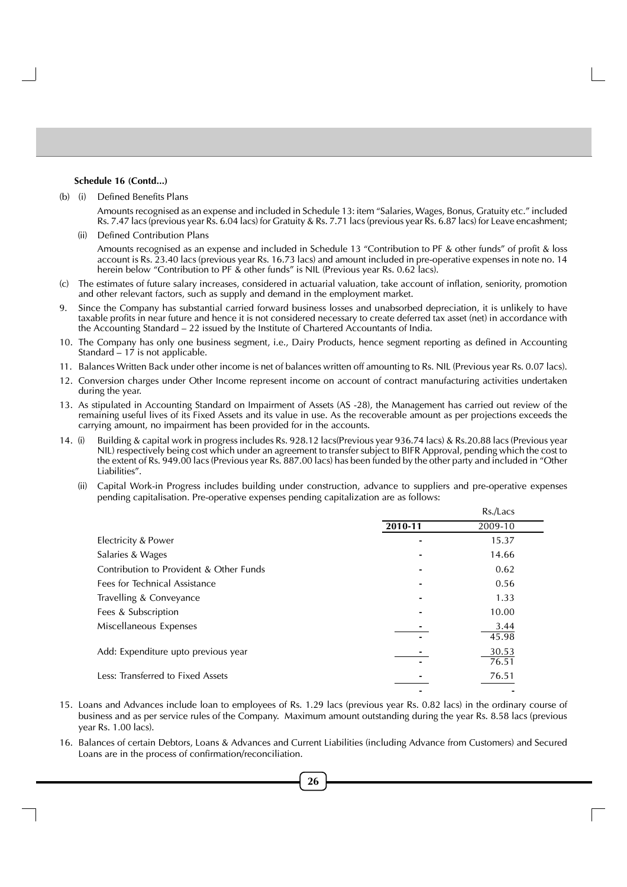**Schedule 16 (Contd...)**

(b) (i) Defined Benefits Plans

Amounts recognised as an expense and included in Schedule 13: item "Salaries, Wages, Bonus, Gratuity etc." included Rs. 7.47 lacs (previous year Rs. 6.04 lacs) for Gratuity & Rs. 7.71 lacs (previous year Rs. 6.87 lacs) for Leave encashment;

(ii) Defined Contribution Plans

Amounts recognised as an expense and included in Schedule 13 "Contribution to PF & other funds" of profit & loss account is Rs. 23.40 lacs (previous year Rs. 16.73 lacs) and amount included in pre-operative expenses in note no. 14 herein below "Contribution to PF & other funds" is NIL (Previous year Rs. 0.62 lacs).

(c) The estimates of future salary increases, considered in actuarial valuation, take account of inflation, seniority, promotion and other relevant factors, such as supply and demand in the employment market.

9. Since the Company has substantial carried forward business losses and unabsorbed depreciation, it is unlikely to have taxable profits in near future and hence it is not considered necessary to create deferred tax asset (net) in accordance with the Accounting Standard – 22 issued by the Institute of Chartered Accountants of India.

10. The Company has only one business segment, i.e., Dairy Products, hence segment reporting as defined in Accounting Standard – 17 is not applicable.

11. Balances Written Back under other income is net of balances written off amounting to Rs. NIL (Previous year Rs. 0.07 lacs).

12. Conversion charges under Other Income represent income on account of contract manufacturing activities undertaken during the year.

13. As stipulated in Accounting Standard on Impairment of Assets (AS -28), the Management has carried out review of the remaining useful lives of its Fixed Assets and its value in use. As the recoverable amount as per projections exceeds the carrying amount, no impairment has been provided for in the accounts.

14. (i) Building & capital work in progress includes Rs. 928.12 lacs(Previous year 936.74 lacs) & Rs.20.88 lacs (Previous year NIL) respectively being cost which under an agreement to transfer subject to BIFR Approval, pending which the cost to the extent of Rs. 949.00 lacs (Previous year Rs. 887.00 lacs) has been funded by the other party and included in "Other Liabilities".

(ii) Capital Work-in Progress includes building under construction, advance to suppliers and pre-operative expenses pending capitalisation. Pre-operative expenses pending capitalization are as follows:

| | | Rs./Lacs |
|---|---|---|
| | **2010-11** | 2009-10 |
| Electricity & Power | - | 15.37 |
| Salaries & Wages | - | 14.66 |
| Contribution to Provident & Other Funds | - | 0.62 |
| Fees for Technical Assistance | - | 0.56 |
| Travelling & Conveyance | - | 1.33 |
| Fees & Subscription | - | 10.00 |
| Miscellaneous Expenses | - | 3.44 |
| | - | 45.98 |
| Add: Expenditure upto previous year | - | 30.53 |
| | - | 76.51 |
| Less: Transferred to Fixed Assets | - | 76.51 |
| | - | - |

15. Loans and Advances include loan to employees of Rs. 1.29 lacs (previous year Rs. 0.82 lacs) in the ordinary course of business and as per service rules of the Company. Maximum amount outstanding during the year Rs. 8.58 lacs (previous year Rs. 1.00 lacs).

16. Balances of certain Debtors, Loans & Advances and Current Liabilities (including Advance from Customers) and Secured Loans are in the process of confirmation/reconciliation.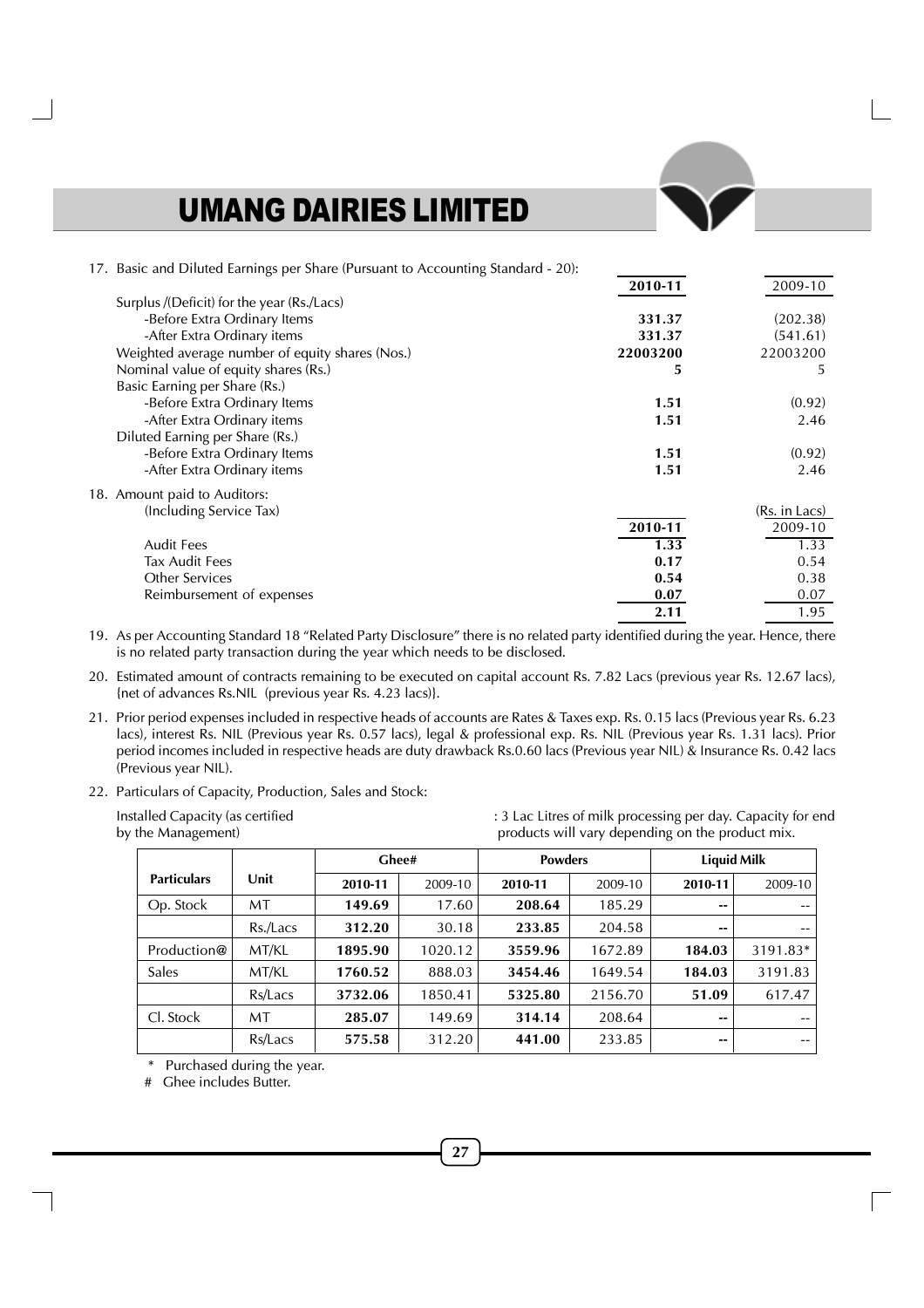17. Basic and Diluted Earnings per Share (Pursuant to Accounting Standard - 20):

| | **2010-11** | 2009-10 |
|---|---|---|
| Surplus /(Deficit) for the year (Rs./Lacs) | | |
| -Before Extra Ordinary Items | **331.37** | (202.38) |
| -After Extra Ordinary items | **331.37** | (541.61) |
| Weighted average number of equity shares (Nos.) | **22003200** | 22003200 |
| Nominal value of equity shares (Rs.) | **5** | 5 |
| Basic Earning per Share (Rs.) | | |
| -Before Extra Ordinary Items | **1.51** | (0.92) |
| -After Extra Ordinary items | **1.51** | 2.46 |
| Diluted Earning per Share (Rs.) | | |
| -Before Extra Ordinary Items | **1.51** | (0.92) |
| -After Extra Ordinary items | **1.51** | 2.46 |

18. Amount paid to Auditors:
(Including Service Tax)

(Rs. in Lacs)

| | **2010-11** | 2009-10 |
|---|---|---|
| Audit Fees | **1.33** | 1.33 |
| Tax Audit Fees | **0.17** | 0.54 |
| Other Services | **0.54** | 0.38 |
| Reimbursement of expenses | **0.07** | 0.07 |
| | **2.11** | 1.95 |

19. As per Accounting Standard 18 "Related Party Disclosure" there is no related party identified during the year. Hence, there is no related party transaction during the year which needs to be disclosed.

20. Estimated amount of contracts remaining to be executed on capital account Rs. 7.82 Lacs (previous year Rs. 12.67 lacs), {net of advances Rs.NIL (previous year Rs. 4.23 lacs)}.

21. Prior period expenses included in respective heads of accounts are Rates & Taxes exp. Rs. 0.15 lacs (Previous year Rs. 6.23 lacs), interest Rs. NIL (Previous year Rs. 0.57 lacs), legal & professional exp. Rs. NIL (Previous year Rs. 1.31 lacs). Prior period incomes included in respective heads are duty drawback Rs.0.60 lacs (Previous year NIL) & Insurance Rs. 0.42 lacs (Previous year NIL).

22. Particulars of Capacity, Production, Sales and Stock:

Installed Capacity (as certified by the Management) : 3 Lac Litres of milk processing per day. Capacity for end products will vary depending on the product mix.

| Particulars | Unit | Ghee# | | Powders | | Liquid Milk | |
|---|---|---|---|---|---|---|---|
| | | **2010-11** | 2009-10 | **2010-11** | 2009-10 | **2010-11** | 2009-10 |
| Op. Stock | MT | **149.69** | 17.60 | **208.64** | 185.29 | **--** | -- |
| | Rs./Lacs | **312.20** | 30.18 | **233.85** | 204.58 | **--** | -- |
| Production@ | MT/KL | **1895.90** | 1020.12 | **3559.96** | 1672.89 | **184.03** | 3191.83* |
| Sales | MT/KL | **1760.52** | 888.03 | **3454.46** | 1649.54 | **184.03** | 3191.83 |
| | Rs/Lacs | **3732.06** | 1850.41 | **5325.80** | 2156.70 | **51.09** | 617.47 |
| Cl. Stock | MT | **285.07** | 149.69 | **314.14** | 208.64 | **--** | -- |
| | Rs/Lacs | **575.58** | 312.20 | **441.00** | 233.85 | **--** | -- |

\* Purchased during the year.

\# Ghee includes Butter.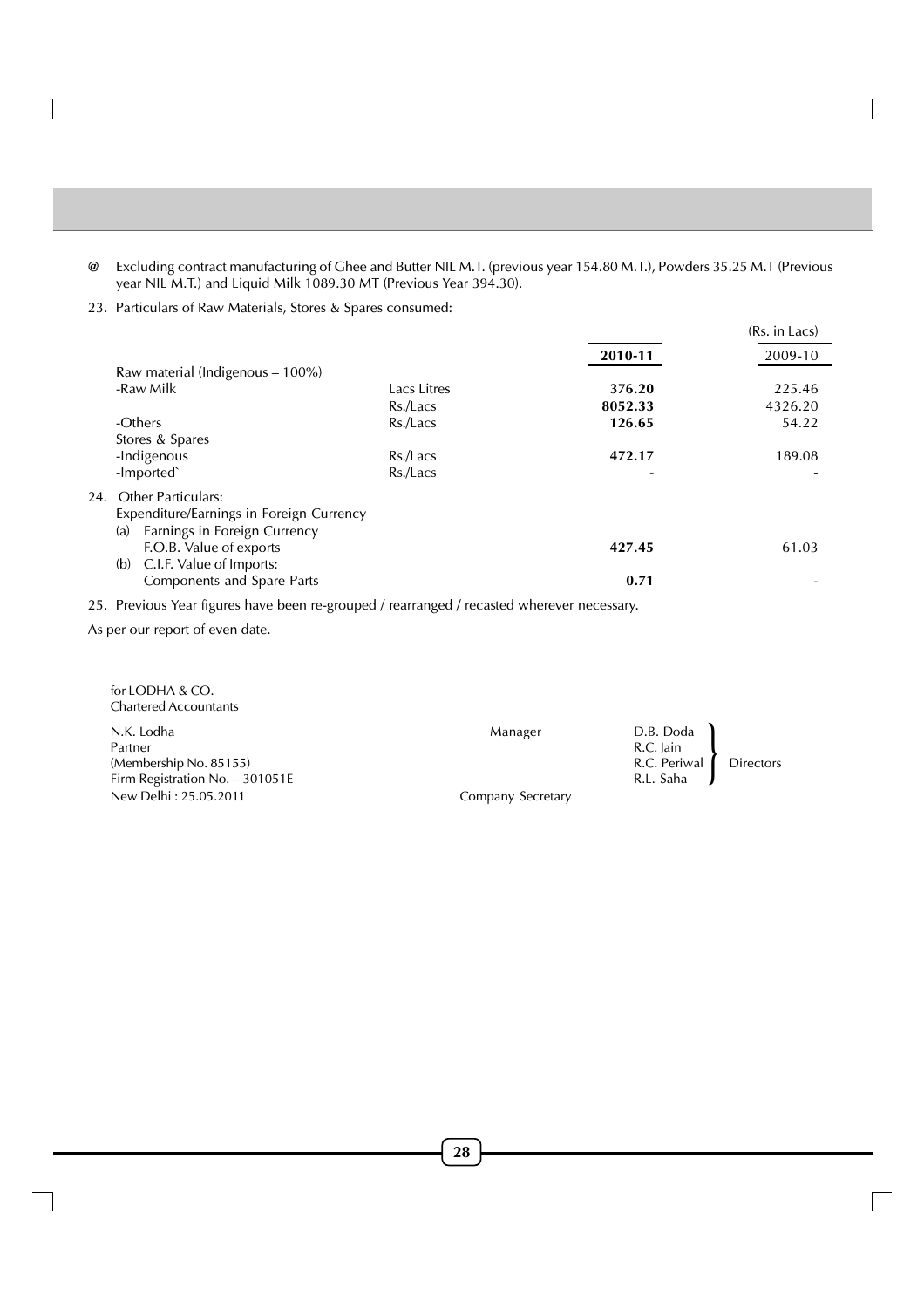@ Excluding contract manufacturing of Ghee and Butter NIL M.T. (previous year 154.80 M.T.), Powders 35.25 M.T (Previous year NIL M.T.) and Liquid Milk 1089.30 MT (Previous Year 394.30).

23. Particulars of Raw Materials, Stores & Spares consumed:

| | | | (Rs. in Lacs) |
|---|---|---|---|
| | | **2010-11** | 2009-10 |
| Raw material (Indigenous – 100%) | | | |
| -Raw Milk | Lacs Litres | **376.20** | 225.46 |
| | Rs./Lacs | **8052.33** | 4326.20 |
| -Others | Rs./Lacs | **126.65** | 54.22 |
| Stores & Spares | | | |
| -Indigenous | Rs./Lacs | **472.17** | 189.08 |
| -Imported` | Rs./Lacs | **-** | - |

24. Other Particulars:

| | | |
|---|---|---|
| Expenditure/Earnings in Foreign Currency | | |
| (a) Earnings in Foreign Currency | | |
| F.O.B. Value of exports | **427.45** | 61.03 |
| (b) C.I.F. Value of Imports: | | |
| Components and Spare Parts | **0.71** | - |

25. Previous Year figures have been re-grouped / rearranged / recasted wherever necessary.

As per our report of even date.

for LODHA & CO.
Chartered Accountants

N.K. Lodha
Partner
(Membership No. 85155)
Firm Registration No. – 301051E
New Delhi : 25.05.2011

Manager

Company Secretary

D.B. Doda
R.C. Jain
R.C. Periwal
R.L. Saha
} Directors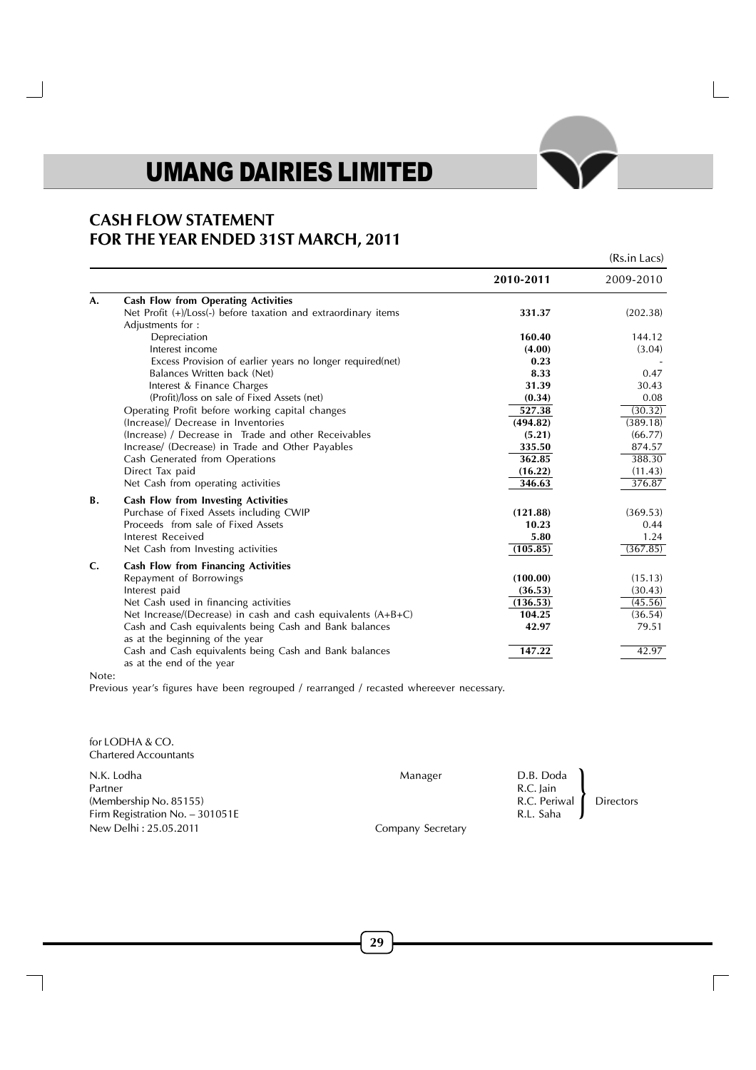# UMANG DAIRIES LIMITED

## CASH FLOW STATEMENT FOR THE YEAR ENDED 31ST MARCH, 2011

(Rs.in Lacs)

| | | 2010-2011 | 2009-2010 |
|---|---|---|---|
| **A.** | **Cash Flow from Operating Activities** | | |
| | Net Profit (+)/Loss(-) before taxation and extraordinary items | **331.37** | (202.38) |
| | Adjustments for : | | |
| | Depreciation | **160.40** | 144.12 |
| | Interest income | **(4.00)** | (3.04) |
| | Excess Provision of earlier years no longer required(net) | **0.23** | - |
| | Balances Written back (Net) | **8.33** | 0.47 |
| | Interest & Finance Charges | **31.39** | 30.43 |
| | (Profit)/loss on sale of Fixed Assets (net) | **(0.34)** | 0.08 |
| | Operating Profit before working capital changes | **527.38** | (30.32) |
| | (Increase)/ Decrease in Inventories | **(494.82)** | (389.18) |
| | (Increase) / Decrease in Trade and other Receivables | **(5.21)** | (66.77) |
| | Increase/ (Decrease) in Trade and Other Payables | **335.50** | 874.57 |
| | Cash Generated from Operations | **362.85** | 388.30 |
| | Direct Tax paid | **(16.22)** | (11.43) |
| | Net Cash from operating activities | **346.63** | 376.87 |
| **B.** | **Cash Flow from Investing Activities** | | |
| | Purchase of Fixed Assets including CWIP | **(121.88)** | (369.53) |
| | Proceeds from sale of Fixed Assets | **10.23** | 0.44 |
| | Interest Received | **5.80** | 1.24 |
| | Net Cash from Investing activities | **(105.85)** | (367.85) |
| **C.** | **Cash Flow from Financing Activities** | | |
| | Repayment of Borrowings | **(100.00)** | (15.13) |
| | Interest paid | **(36.53)** | (30.43) |
| | Net Cash used in financing activities | **(136.53)** | (45.56) |
| | Net Increase/(Decrease) in cash and cash equivalents (A+B+C) | **104.25** | (36.54) |
| | Cash and Cash equivalents being Cash and Bank balances as at the beginning of the year | **42.97** | 79.51 |
| | Cash and Cash equivalents being Cash and Bank balances as at the end of the year | **147.22** | 42.97 |

Note:

Previous year's figures have been regrouped / rearranged / recasted whereever necessary.

for LODHA & CO.
Chartered Accountants

N.K. Lodha
Partner
(Membership No. 85155)
Firm Registration No. – 301051E
New Delhi : 25.05.2011

Manager

Company Secretary

D.B. Doda
R.C. Jain
R.C. Periwal
R.L. Saha
} Directors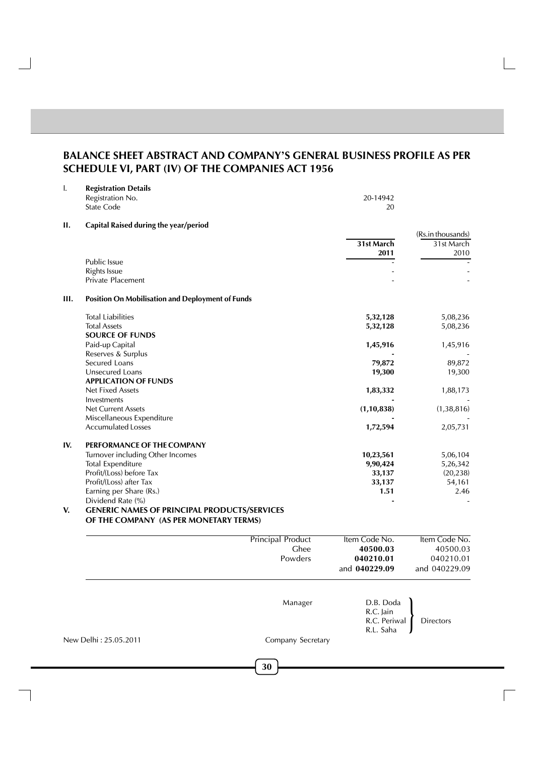# BALANCE SHEET ABSTRACT AND COMPANY'S GENERAL BUSINESS PROFILE AS PER SCHEDULE VI, PART (IV) OF THE COMPANIES ACT 1956

**I. Registration Details**

| | |
|---|---|
| Registration No. | 20-14942 |
| State Code | 20 |

**II. Capital Raised during the year/period**

(Rs.in thousands)

| | 31st March 2011 | 31st March 2010 |
|---|---|---|
| Public Issue | - | - |
| Rights Issue | - | - |
| Private Placement | - | - |

**III. Position On Mobilisation and Deployment of Funds**

| | 31st March 2011 | 31st March 2010 |
|---|---|---|
| Total Liabilities | **5,32,128** | 5,08,236 |
| Total Assets | **5,32,128** | 5,08,236 |
| **SOURCE OF FUNDS** | | |
| Paid-up Capital | **1,45,916** | 1,45,916 |
| Reserves & Surplus | **-** | - |
| Secured Loans | **79,872** | 89,872 |
| Unsecured Loans | **19,300** | 19,300 |
| **APPLICATION OF FUNDS** | | |
| Net Fixed Assets | **1,83,332** | 1,88,173 |
| Investments | **-** | - |
| Net Current Assets | **(1,10,838)** | (1,38,816) |
| Miscellaneous Expenditure | **-** | - |
| Accumulated Losses | **1,72,594** | 2,05,731 |

**IV. PERFORMANCE OF THE COMPANY**

| | 31st March 2011 | 31st March 2010 |
|---|---|---|
| Turnover including Other Incomes | **10,23,561** | 5,06,104 |
| Total Expenditure | **9,90,424** | 5,26,342 |
| Profit/(Loss) before Tax | **33,137** | (20,238) |
| Profit/(Loss) after Tax | **33,137** | 54,161 |
| Earning per Share (Rs.) | **1.51** | 2.46 |
| Dividend Rate (%) | **-** | - |

**V. GENERIC NAMES OF PRINCIPAL PRODUCTS/SERVICES OF THE COMPANY (AS PER MONETARY TERMS)**

| Principal Product | Item Code No. | Item Code No. |
|---|---|---|
| Ghee | **40500.03** | 40500.03 |
| Powders | **040210.01** and **040229.09** | 040210.01 and 040229.09 |

Manager

D.B. Doda
R.C. Jain
R.C. Periwal
R.L. Saha
} Directors

New Delhi : 25.05.2011

Company Secretary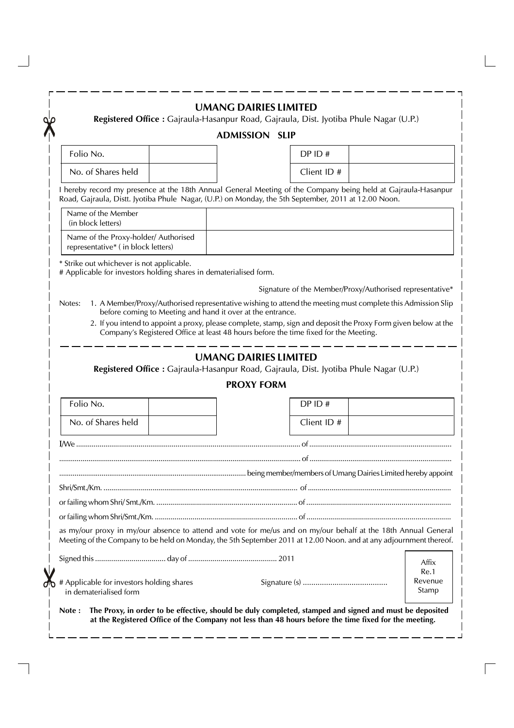# UMANG DAIRIES LIMITED

**Registered Office :** Gajraula-Hasanpur Road, Gajraula, Dist. Jyotiba Phule Nagar (U.P.)

## ADMISSION SLIP

| Folio No. | | | DP ID # | |
|---|---|---|---|---|
| No. of Shares held | | | Client ID # | |

I hereby record my presence at the 18th Annual General Meeting of the Company being held at Gajraula-Hasanpur Road, Gajraula, Distt. Jyotiba Phule Nagar, (U.P.) on Monday, the 5th September, 2011 at 12.00 Noon.

| Name of the Member (in block letters) | |
|---|---|
| Name of the Proxy-holder/ Authorised representative* ( in block letters) | |

\* Strike out whichever is not applicable.

\# Applicable for investors holding shares in dematerialised form.

Signature of the Member/Proxy/Authorised representative*

Notes:
1. A Member/Proxy/Authorised representative wishing to attend the meeting must complete this Admission Slip before coming to Meeting and hand it over at the entrance.
2. If you intend to appoint a proxy, please complete, stamp, sign and deposit the Proxy Form given below at the Company's Registered Office at least 48 hours before the time fixed for the Meeting.

---

# UMANG DAIRIES LIMITED

**Registered Office :** Gajraula-Hasanpur Road, Gajraula, Dist. Jyotiba Phule Nagar (U.P.)

## PROXY FORM

| Folio No. | | | DP ID # | |
|---|---|---|---|---|
| No. of Shares held | | | Client ID # | |

I/We ........................................................................................................... of ........................................................................

........................................................................................................................ of ........................................................................

........................................................................................ being member/members of Umang Dairies Limited hereby appoint

Shri/Smt./Km. ........................................................................................................ of ........................................................................

or failing whom Shri/ Smt./Km. ......................................................................... of ........................................................................

or failing whom Shri/Smt./Km. ......................................................................... of ........................................................................

as my/our proxy in my/our absence to attend and vote for me/us and on my/our behalf at the 18th Annual General Meeting of the Company to be held on Monday, the 5th September 2011 at 12.00 Noon. and at any adjournment thereof.

Signed this .................................. day of ........................................... 2011

\# Applicable for investors holding shares in dematerialised form

Signature (s) ........................................

Affix Re.1 Revenue Stamp

**Note : The Proxy, in order to be effective, should be duly completed, stamped and signed and must be deposited at the Registered Office of the Company not less than 48 hours before the time fixed for the meeting.**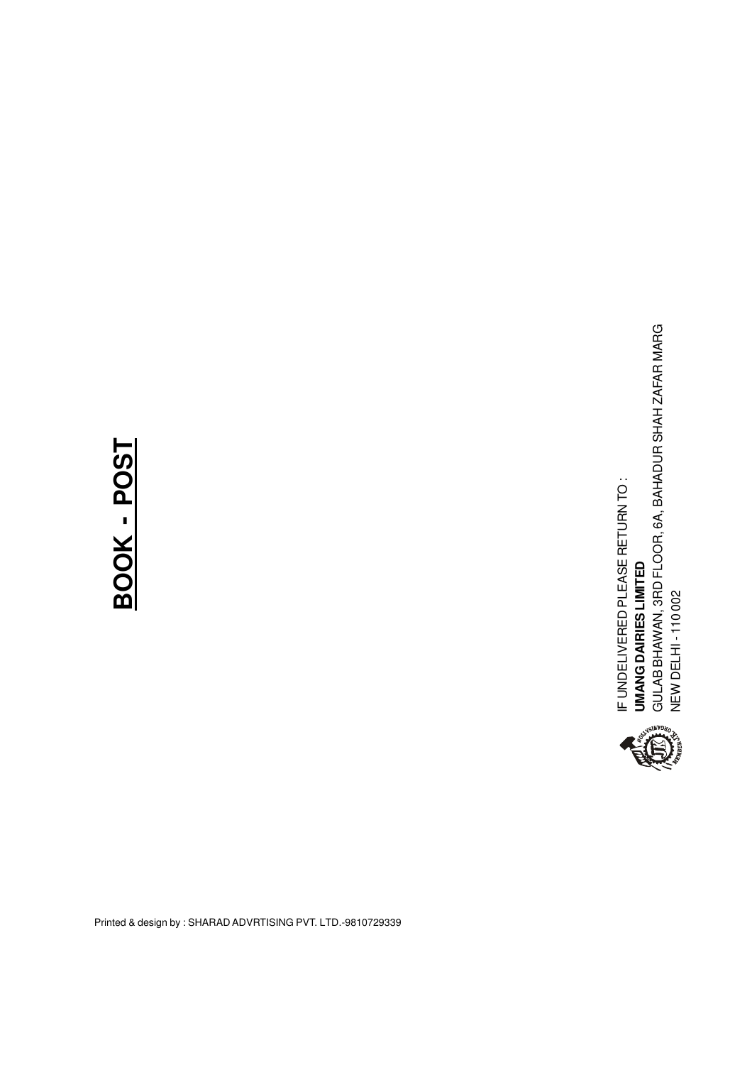**BOOK - POST**

IF UNDELIVERED PLEASE RETURN TO :
**UMANG DAIRIES LIMITED**
GULAB BHAWAN, 3RD FLOOR, 6A, BAHADUR SHAH ZAFAR MARG
NEW DELHI - 110 002

Printed & design by : SHARAD ADVRTISING PVT. LTD.-9810729339